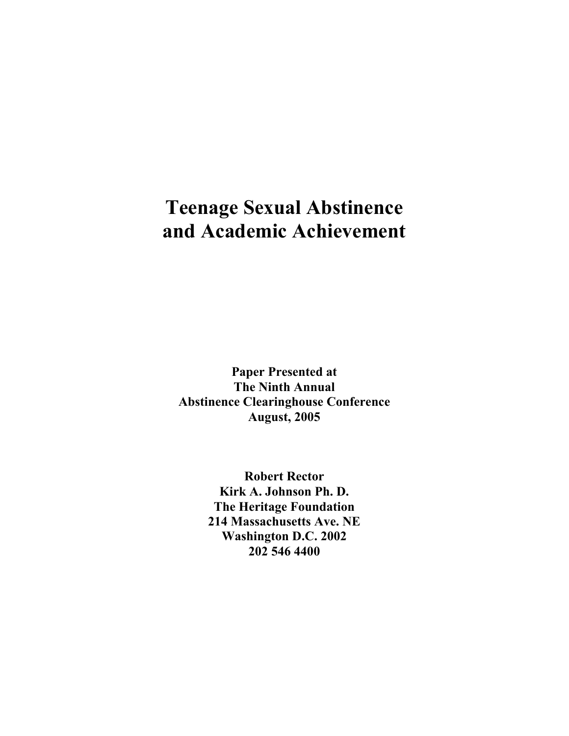# Teenage Sexual Abstinence and Academic Achievement

**Paper Presented at**
**The Ninth Annual**
**Abstinence Clearinghouse Conference**
**August, 2005**

**Robert Rector**
**Kirk A. Johnson Ph. D.**
**The Heritage Foundation**
**214 Massachusetts Ave. NE**
**Washington D.C. 2002**
**202 546 4400**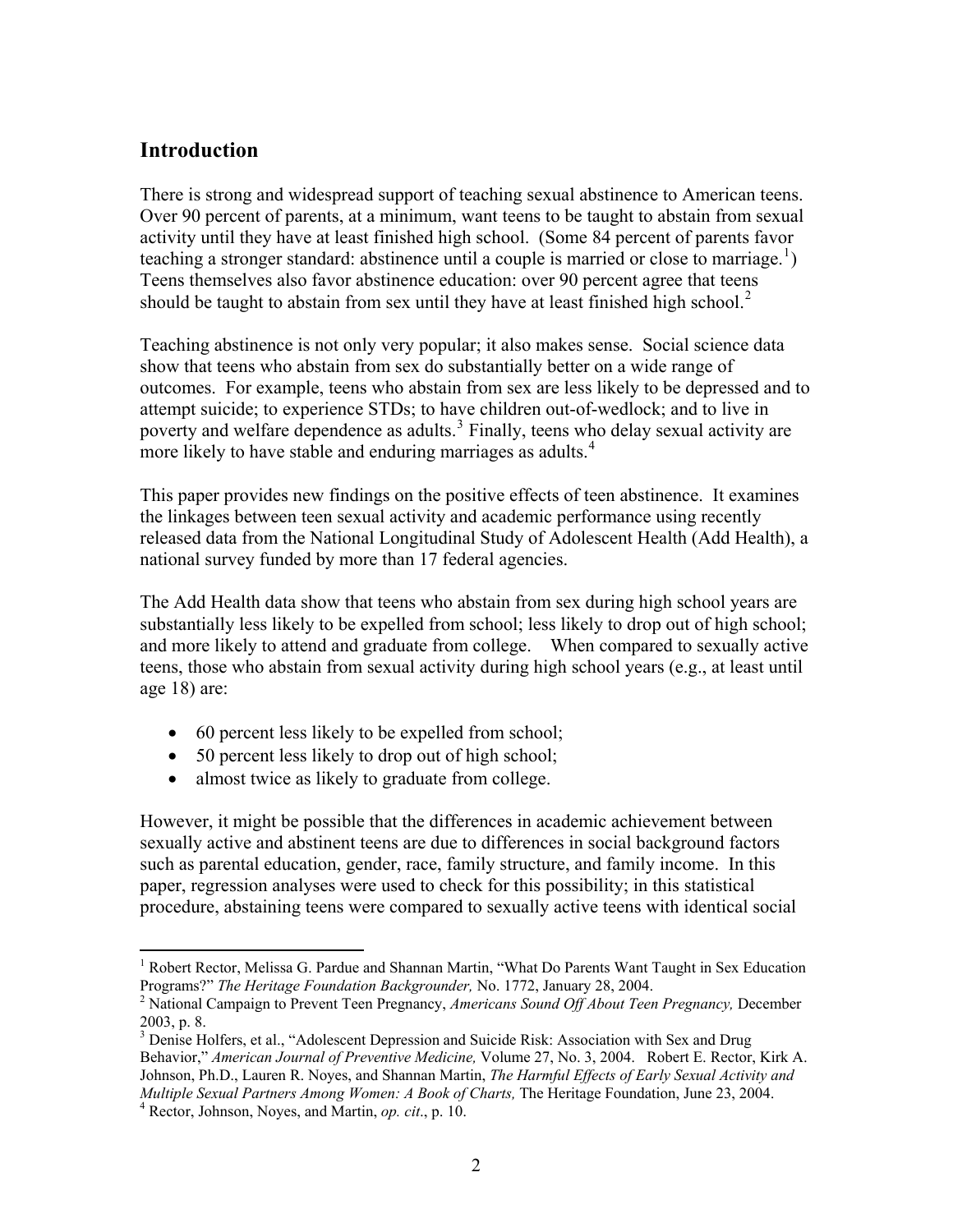## Introduction

There is strong and widespread support of teaching sexual abstinence to American teens. Over 90 percent of parents, at a minimum, want teens to be taught to abstain from sexual activity until they have at least finished high school. (Some 84 percent of parents favor teaching a stronger standard: abstinence until a couple is married or close to marriage.[1]) Teens themselves also favor abstinence education: over 90 percent agree that teens should be taught to abstain from sex until they have at least finished high school.[2]

Teaching abstinence is not only very popular; it also makes sense. Social science data show that teens who abstain from sex do substantially better on a wide range of outcomes. For example, teens who abstain from sex are less likely to be depressed and to attempt suicide; to experience STDs; to have children out-of-wedlock; and to live in poverty and welfare dependence as adults.[3] Finally, teens who delay sexual activity are more likely to have stable and enduring marriages as adults.[4]

This paper provides new findings on the positive effects of teen abstinence. It examines the linkages between teen sexual activity and academic performance using recently released data from the National Longitudinal Study of Adolescent Health (Add Health), a national survey funded by more than 17 federal agencies.

The Add Health data show that teens who abstain from sex during high school years are substantially less likely to be expelled from school; less likely to drop out of high school; and more likely to attend and graduate from college. When compared to sexually active teens, those who abstain from sexual activity during high school years (e.g., at least until age 18) are:

- 60 percent less likely to be expelled from school;
- 50 percent less likely to drop out of high school;
- almost twice as likely to graduate from college.

However, it might be possible that the differences in academic achievement between sexually active and abstinent teens are due to differences in social background factors such as parental education, gender, race, family structure, and family income. In this paper, regression analyses were used to check for this possibility; in this statistical procedure, abstaining teens were compared to sexually active teens with identical social

---

[1] Robert Rector, Melissa G. Pardue and Shannan Martin, "What Do Parents Want Taught in Sex Education Programs?" *The Heritage Foundation Backgrounder,* No. 1772, January 28, 2004.

[2] National Campaign to Prevent Teen Pregnancy, *Americans Sound Off About Teen Pregnancy,* December 2003, p. 8.

[3] Denise Holfers, et al., "Adolescent Depression and Suicide Risk: Association with Sex and Drug Behavior," *American Journal of Preventive Medicine,* Volume 27, No. 3, 2004. Robert E. Rector, Kirk A. Johnson, Ph.D., Lauren R. Noyes, and Shannan Martin, *The Harmful Effects of Early Sexual Activity and Multiple Sexual Partners Among Women: A Book of Charts,* The Heritage Foundation, June 23, 2004.

[4] Rector, Johnson, Noyes, and Martin, *op. cit*., p. 10.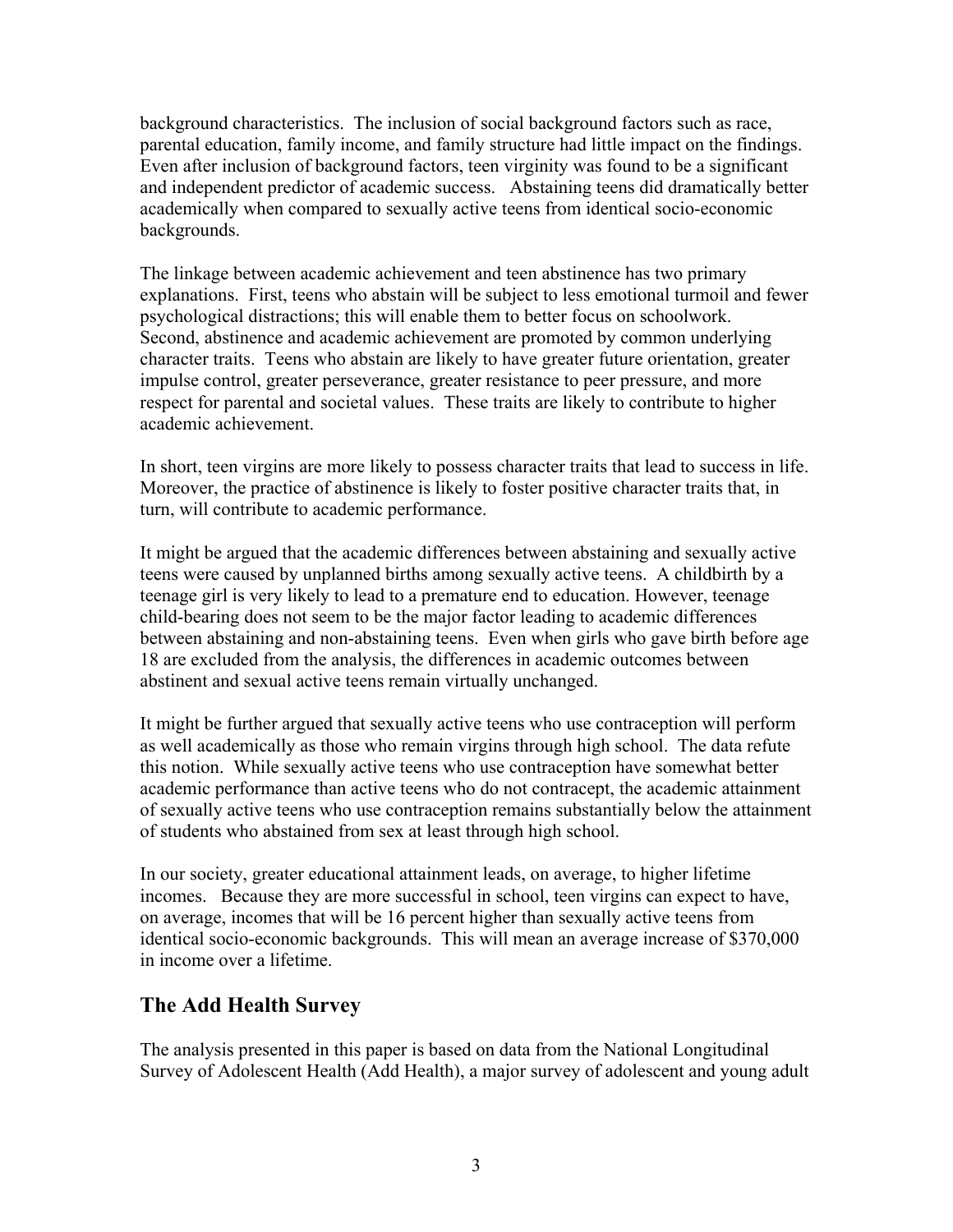background characteristics. The inclusion of social background factors such as race, parental education, family income, and family structure had little impact on the findings. Even after inclusion of background factors, teen virginity was found to be a significant and independent predictor of academic success. Abstaining teens did dramatically better academically when compared to sexually active teens from identical socio-economic backgrounds.

The linkage between academic achievement and teen abstinence has two primary explanations. First, teens who abstain will be subject to less emotional turmoil and fewer psychological distractions; this will enable them to better focus on schoolwork. Second, abstinence and academic achievement are promoted by common underlying character traits. Teens who abstain are likely to have greater future orientation, greater impulse control, greater perseverance, greater resistance to peer pressure, and more respect for parental and societal values. These traits are likely to contribute to higher academic achievement.

In short, teen virgins are more likely to possess character traits that lead to success in life. Moreover, the practice of abstinence is likely to foster positive character traits that, in turn, will contribute to academic performance.

It might be argued that the academic differences between abstaining and sexually active teens were caused by unplanned births among sexually active teens. A childbirth by a teenage girl is very likely to lead to a premature end to education. However, teenage child-bearing does not seem to be the major factor leading to academic differences between abstaining and non-abstaining teens. Even when girls who gave birth before age 18 are excluded from the analysis, the differences in academic outcomes between abstinent and sexual active teens remain virtually unchanged.

It might be further argued that sexually active teens who use contraception will perform as well academically as those who remain virgins through high school. The data refute this notion. While sexually active teens who use contraception have somewhat better academic performance than active teens who do not contracept, the academic attainment of sexually active teens who use contraception remains substantially below the attainment of students who abstained from sex at least through high school.

In our society, greater educational attainment leads, on average, to higher lifetime incomes. Because they are more successful in school, teen virgins can expect to have, on average, incomes that will be 16 percent higher than sexually active teens from identical socio-economic backgrounds. This will mean an average increase of $370,000 in income over a lifetime.

## The Add Health Survey

The analysis presented in this paper is based on data from the National Longitudinal Survey of Adolescent Health (Add Health), a major survey of adolescent and young adult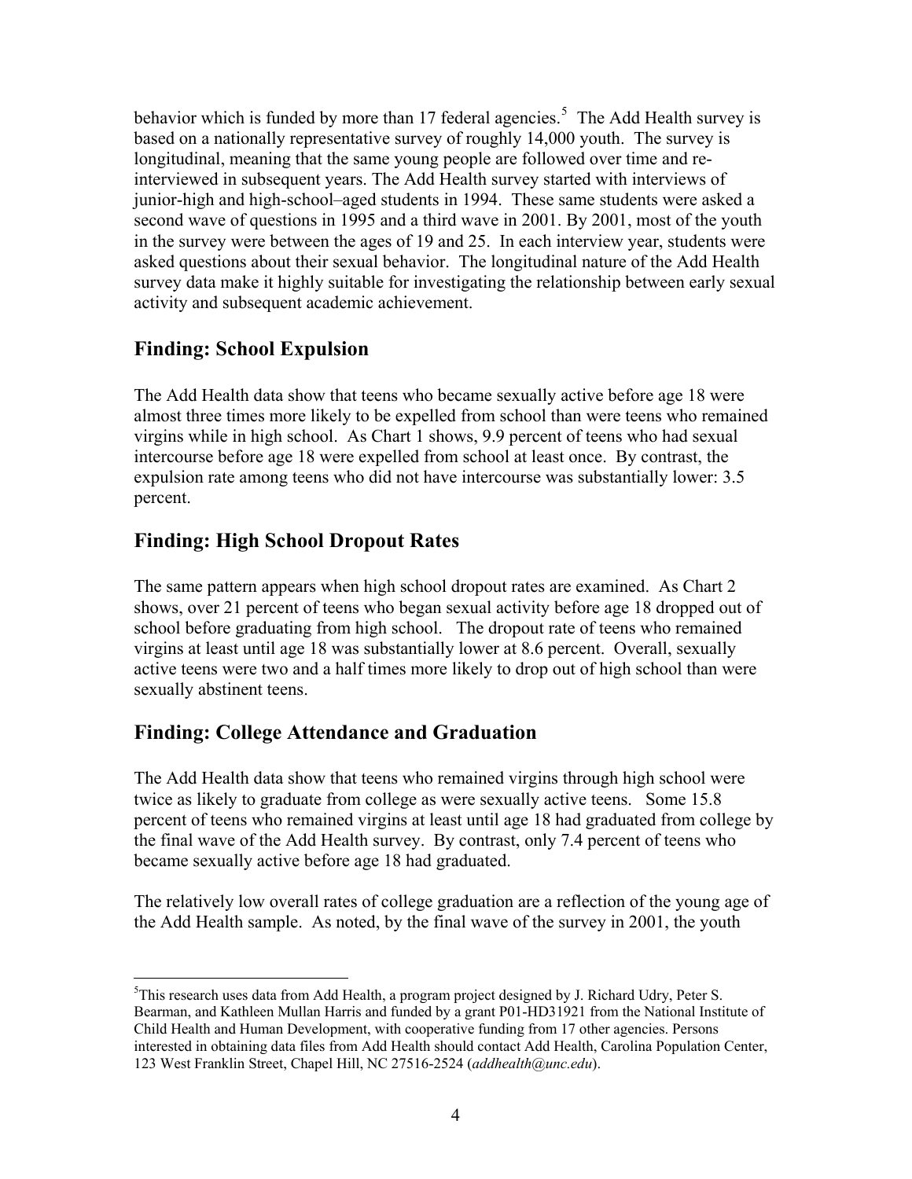behavior which is funded by more than 17 federal agencies.[5] The Add Health survey is based on a nationally representative survey of roughly 14,000 youth. The survey is longitudinal, meaning that the same young people are followed over time and re-interviewed in subsequent years. The Add Health survey started with interviews of junior-high and high-school–aged students in 1994. These same students were asked a second wave of questions in 1995 and a third wave in 2001. By 2001, most of the youth in the survey were between the ages of 19 and 25. In each interview year, students were asked questions about their sexual behavior. The longitudinal nature of the Add Health survey data make it highly suitable for investigating the relationship between early sexual activity and subsequent academic achievement.

## Finding: School Expulsion

The Add Health data show that teens who became sexually active before age 18 were almost three times more likely to be expelled from school than were teens who remained virgins while in high school. As Chart 1 shows, 9.9 percent of teens who had sexual intercourse before age 18 were expelled from school at least once. By contrast, the expulsion rate among teens who did not have intercourse was substantially lower: 3.5 percent.

## Finding: High School Dropout Rates

The same pattern appears when high school dropout rates are examined. As Chart 2 shows, over 21 percent of teens who began sexual activity before age 18 dropped out of school before graduating from high school. The dropout rate of teens who remained virgins at least until age 18 was substantially lower at 8.6 percent. Overall, sexually active teens were two and a half times more likely to drop out of high school than were sexually abstinent teens.

## Finding: College Attendance and Graduation

The Add Health data show that teens who remained virgins through high school were twice as likely to graduate from college as were sexually active teens. Some 15.8 percent of teens who remained virgins at least until age 18 had graduated from college by the final wave of the Add Health survey. By contrast, only 7.4 percent of teens who became sexually active before age 18 had graduated.

The relatively low overall rates of college graduation are a reflection of the young age of the Add Health sample. As noted, by the final wave of the survey in 2001, the youth

---

[5]This research uses data from Add Health, a program project designed by J. Richard Udry, Peter S. Bearman, and Kathleen Mullan Harris and funded by a grant P01-HD31921 from the National Institute of Child Health and Human Development, with cooperative funding from 17 other agencies. Persons interested in obtaining data files from Add Health should contact Add Health, Carolina Population Center, 123 West Franklin Street, Chapel Hill, NC 27516-2524 (*addhealth@unc.edu*).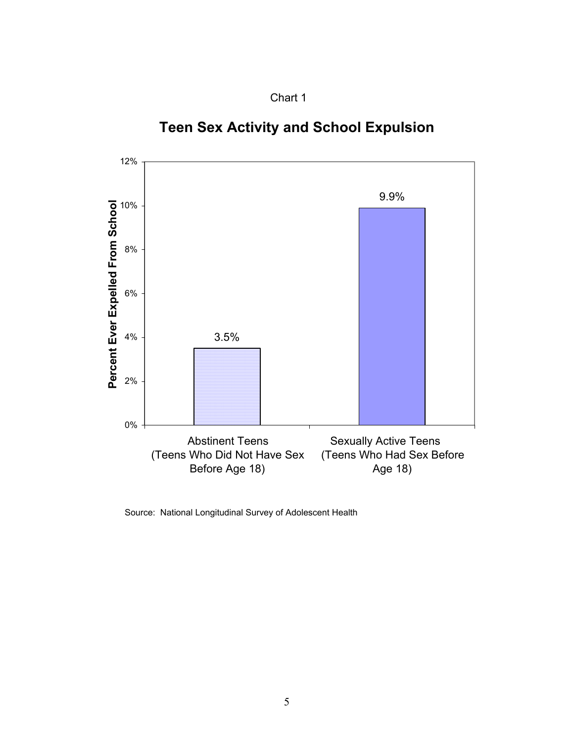Chart 1

## Teen Sex Activity and School Expulsion

| | Percent Ever Expelled From School |
| --- | --- |
| Abstinent Teens (Teens Who Did Not Have Sex Before Age 18) | 3.5% |
| Sexually Active Teens (Teens Who Had Sex Before Age 18) | 9.9% |

Source: National Longitudinal Survey of Adolescent Health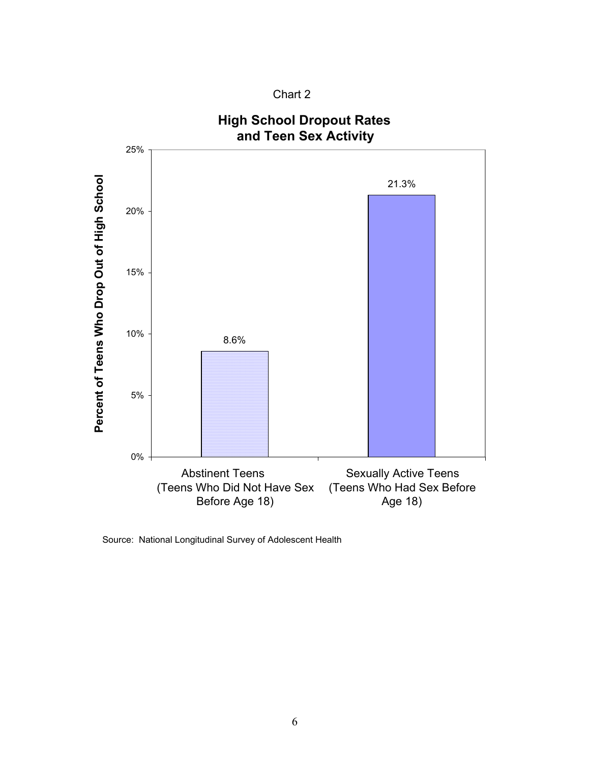Chart 2

**High School Dropout Rates and Teen Sex Activity**

| | Percent of Teens Who Drop Out of High School |
|---|---|
| Abstinent Teens (Teens Who Did Not Have Sex Before Age 18) | 8.6% |
| Sexually Active Teens (Teens Who Had Sex Before Age 18) | 21.3% |

Source: National Longitudinal Survey of Adolescent Health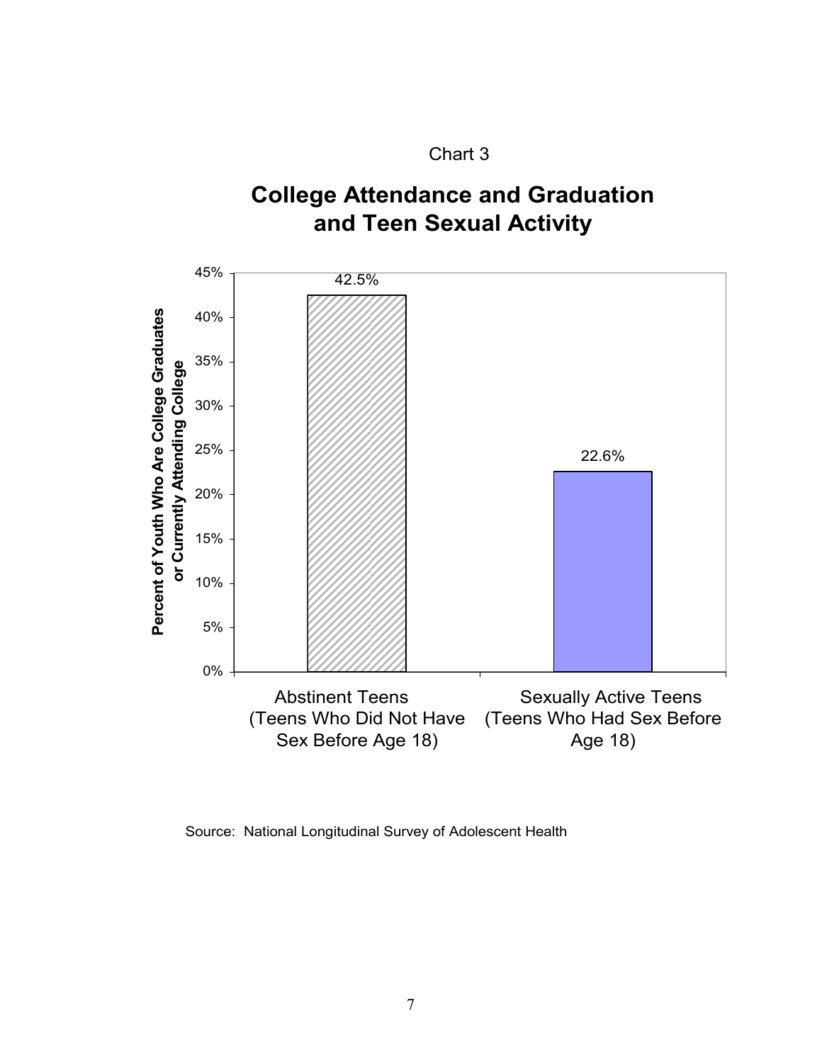Chart 3

## College Attendance and Graduation and Teen Sexual Activity

| | Percent of Youth Who Are College Graduates or Currently Attending College |
|---|---|
| Abstinent Teens (Teens Who Did Not Have Sex Before Age 18) | 42.5% |
| Sexually Active Teens (Teens Who Had Sex Before Age 18) | 22.6% |

Source: National Longitudinal Survey of Adolescent Health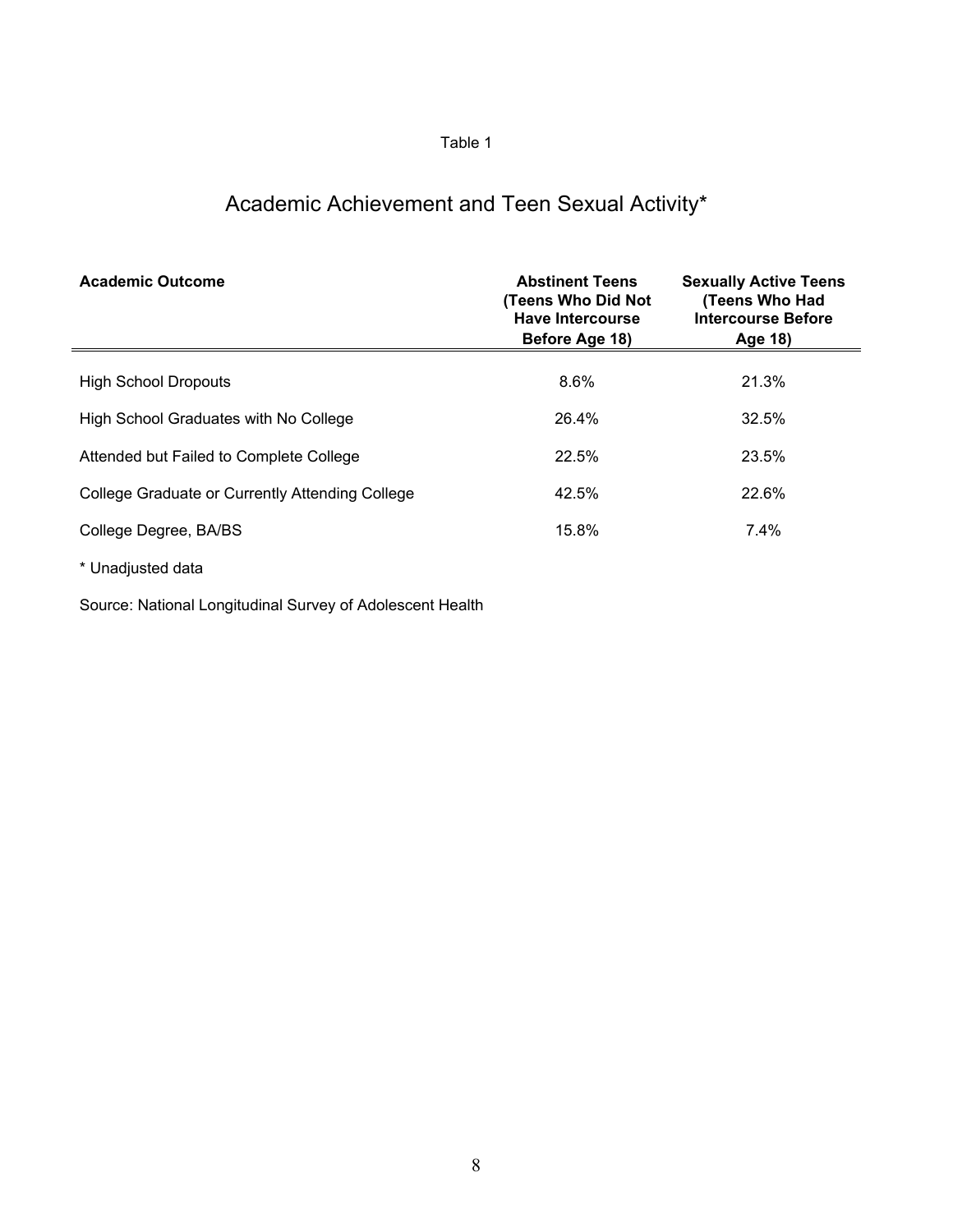Table 1

# Academic Achievement and Teen Sexual Activity*

| Academic Outcome | Abstinent Teens (Teens Who Did Not Have Intercourse Before Age 18) | Sexually Active Teens (Teens Who Had Intercourse Before Age 18) |
|---|---|---|
| High School Dropouts | 8.6% | 21.3% |
| High School Graduates with No College | 26.4% | 32.5% |
| Attended but Failed to Complete College | 22.5% | 23.5% |
| College Graduate or Currently Attending College | 42.5% | 22.6% |
| College Degree, BA/BS | 15.8% | 7.4% |

* Unadjusted data

Source: National Longitudinal Survey of Adolescent Health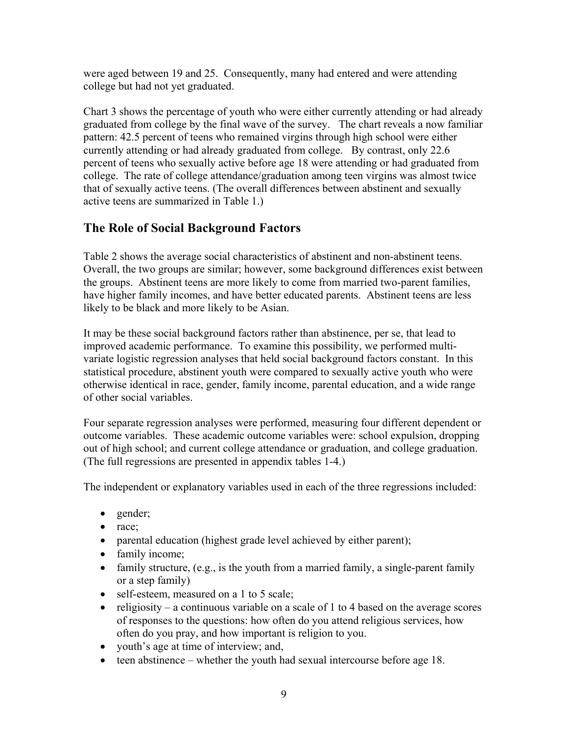were aged between 19 and 25. Consequently, many had entered and were attending college but had not yet graduated.

Chart 3 shows the percentage of youth who were either currently attending or had already graduated from college by the final wave of the survey. The chart reveals a now familiar pattern: 42.5 percent of teens who remained virgins through high school were either currently attending or had already graduated from college. By contrast, only 22.6 percent of teens who sexually active before age 18 were attending or had graduated from college. The rate of college attendance/graduation among teen virgins was almost twice that of sexually active teens. (The overall differences between abstinent and sexually active teens are summarized in Table 1.)

## The Role of Social Background Factors

Table 2 shows the average social characteristics of abstinent and non-abstinent teens. Overall, the two groups are similar; however, some background differences exist between the groups. Abstinent teens are more likely to come from married two-parent families, have higher family incomes, and have better educated parents. Abstinent teens are less likely to be black and more likely to be Asian.

It may be these social background factors rather than abstinence, per se, that lead to improved academic performance. To examine this possibility, we performed multi-variate logistic regression analyses that held social background factors constant. In this statistical procedure, abstinent youth were compared to sexually active youth who were otherwise identical in race, gender, family income, parental education, and a wide range of other social variables.

Four separate regression analyses were performed, measuring four different dependent or outcome variables. These academic outcome variables were: school expulsion, dropping out of high school; and current college attendance or graduation, and college graduation. (The full regressions are presented in appendix tables 1-4.)

The independent or explanatory variables used in each of the three regressions included:

- gender;
- race;
- parental education (highest grade level achieved by either parent);
- family income;
- family structure, (e.g., is the youth from a married family, a single-parent family or a step family)
- self-esteem, measured on a 1 to 5 scale;
- religiosity – a continuous variable on a scale of 1 to 4 based on the average scores of responses to the questions: how often do you attend religious services, how often do you pray, and how important is religion to you.
- youth's age at time of interview; and,
- teen abstinence – whether the youth had sexual intercourse before age 18.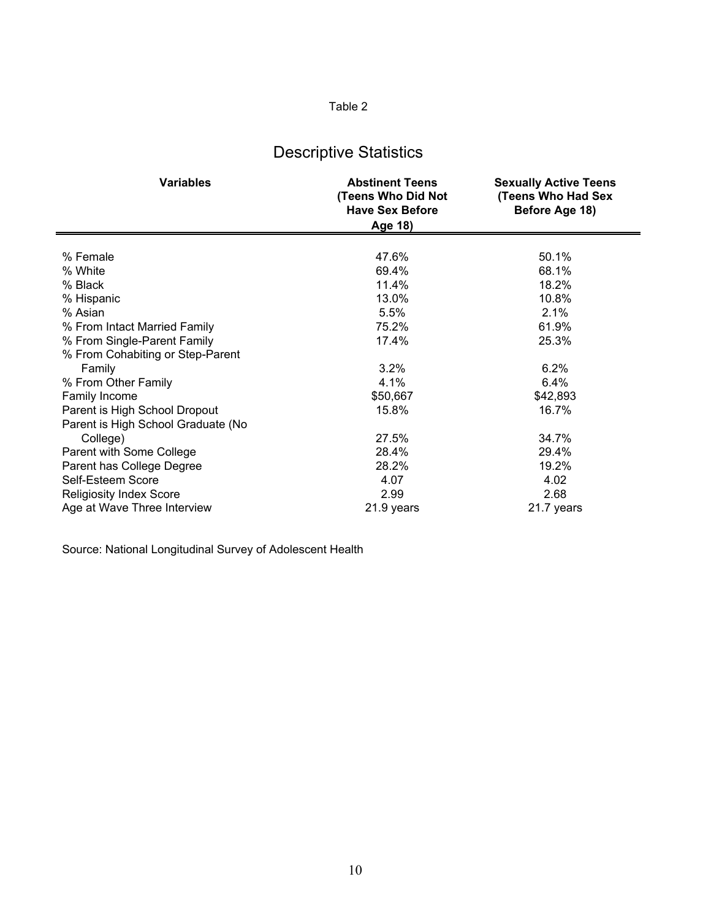Table 2

## Descriptive Statistics

| Variables | Abstinent Teens (Teens Who Did Not Have Sex Before Age 18) | Sexually Active Teens (Teens Who Had Sex Before Age 18) |
|---|---|---|
| % Female | 47.6% | 50.1% |
| % White | 69.4% | 68.1% |
| % Black | 11.4% | 18.2% |
| % Hispanic | 13.0% | 10.8% |
| % Asian | 5.5% | 2.1% |
| % From Intact Married Family | 75.2% | 61.9% |
| % From Single-Parent Family | 17.4% | 25.3% |
| % From Cohabiting or Step-Parent Family | 3.2% | 6.2% |
| % From Other Family | 4.1% | 6.4% |
| Family Income | $50,667 | $42,893 |
| Parent is High School Dropout | 15.8% | 16.7% |
| Parent is High School Graduate (No College) | 27.5% | 34.7% |
| Parent with Some College | 28.4% | 29.4% |
| Parent has College Degree | 28.2% | 19.2% |
| Self-Esteem Score | 4.07 | 4.02 |
| Religiosity Index Score | 2.99 | 2.68 |
| Age at Wave Three Interview | 21.9 years | 21.7 years |

Source: National Longitudinal Survey of Adolescent Health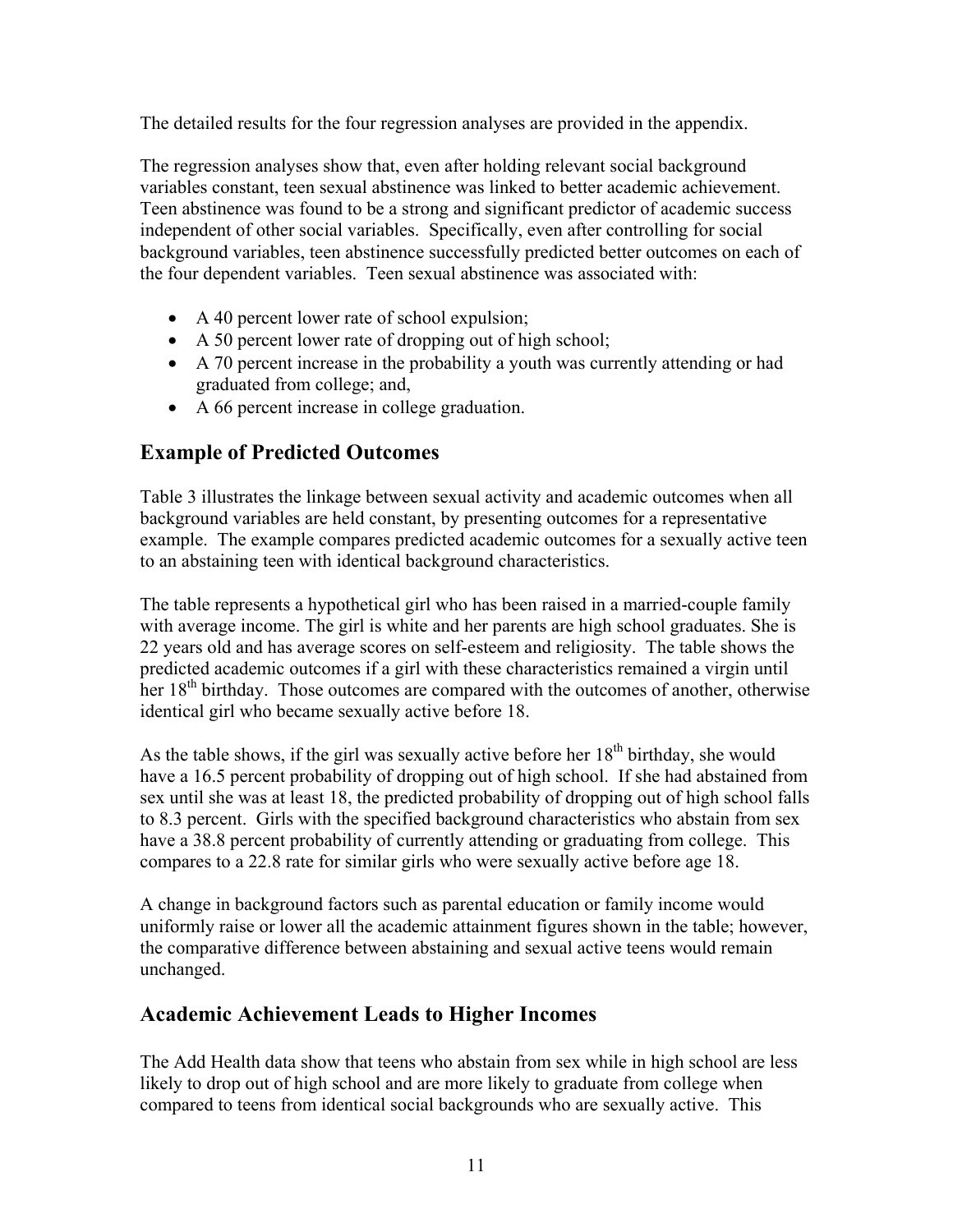The detailed results for the four regression analyses are provided in the appendix.

The regression analyses show that, even after holding relevant social background variables constant, teen sexual abstinence was linked to better academic achievement. Teen abstinence was found to be a strong and significant predictor of academic success independent of other social variables. Specifically, even after controlling for social background variables, teen abstinence successfully predicted better outcomes on each of the four dependent variables. Teen sexual abstinence was associated with:

- A 40 percent lower rate of school expulsion;
- A 50 percent lower rate of dropping out of high school;
- A 70 percent increase in the probability a youth was currently attending or had graduated from college; and,
- A 66 percent increase in college graduation.

## Example of Predicted Outcomes

Table 3 illustrates the linkage between sexual activity and academic outcomes when all background variables are held constant, by presenting outcomes for a representative example. The example compares predicted academic outcomes for a sexually active teen to an abstaining teen with identical background characteristics.

The table represents a hypothetical girl who has been raised in a married-couple family with average income. The girl is white and her parents are high school graduates. She is 22 years old and has average scores on self-esteem and religiosity. The table shows the predicted academic outcomes if a girl with these characteristics remained a virgin until her 18th birthday. Those outcomes are compared with the outcomes of another, otherwise identical girl who became sexually active before 18.

As the table shows, if the girl was sexually active before her 18th birthday, she would have a 16.5 percent probability of dropping out of high school. If she had abstained from sex until she was at least 18, the predicted probability of dropping out of high school falls to 8.3 percent. Girls with the specified background characteristics who abstain from sex have a 38.8 percent probability of currently attending or graduating from college. This compares to a 22.8 rate for similar girls who were sexually active before age 18.

A change in background factors such as parental education or family income would uniformly raise or lower all the academic attainment figures shown in the table; however, the comparative difference between abstaining and sexual active teens would remain unchanged.

## Academic Achievement Leads to Higher Incomes

The Add Health data show that teens who abstain from sex while in high school are less likely to drop out of high school and are more likely to graduate from college when compared to teens from identical social backgrounds who are sexually active. This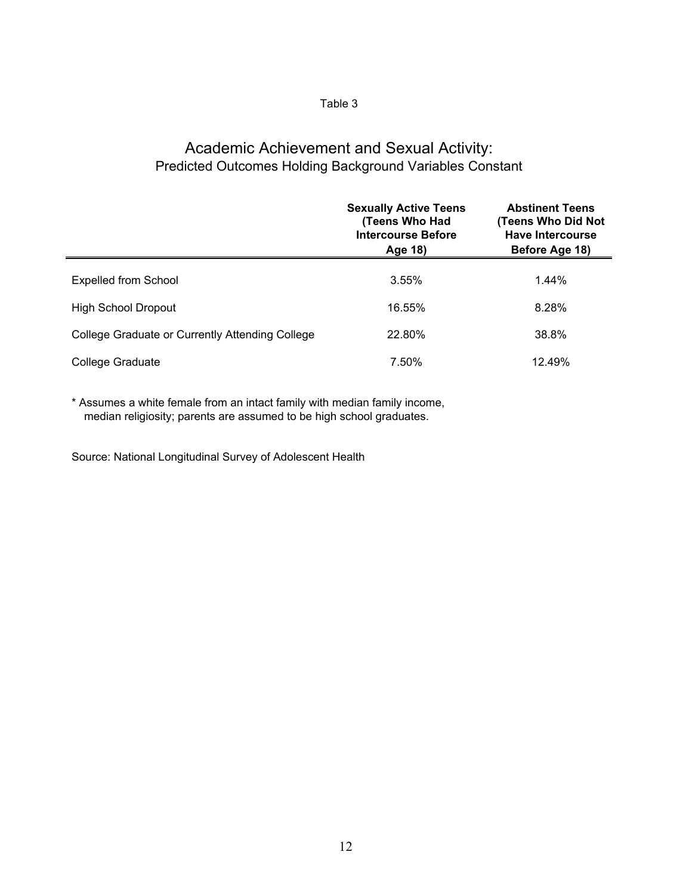Table 3

## Academic Achievement and Sexual Activity:
### Predicted Outcomes Holding Background Variables Constant

| | **Sexually Active Teens (Teens Who Had Intercourse Before Age 18)** | **Abstinent Teens (Teens Who Did Not Have Intercourse Before Age 18)** |
|---|---|---|
| Expelled from School | 3.55% | 1.44% |
| High School Dropout | 16.55% | 8.28% |
| College Graduate or Currently Attending College | 22.80% | 38.8% |
| College Graduate | 7.50% | 12.49% |

* Assumes a white female from an intact family with median family income, median religiosity; parents are assumed to be high school graduates.

Source: National Longitudinal Survey of Adolescent Health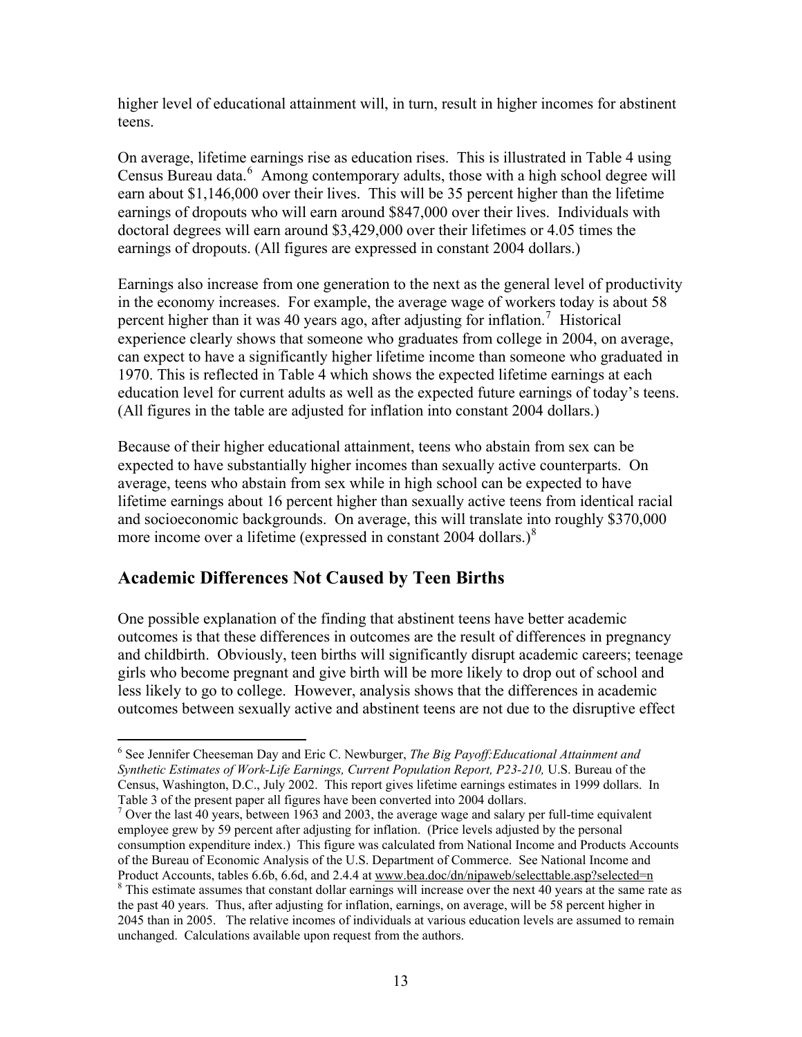higher level of educational attainment will, in turn, result in higher incomes for abstinent teens.

On average, lifetime earnings rise as education rises. This is illustrated in Table 4 using Census Bureau data.[6] Among contemporary adults, those with a high school degree will earn about $1,146,000 over their lives. This will be 35 percent higher than the lifetime earnings of dropouts who will earn around $847,000 over their lives. Individuals with doctoral degrees will earn around $3,429,000 over their lifetimes or 4.05 times the earnings of dropouts. (All figures are expressed in constant 2004 dollars.)

Earnings also increase from one generation to the next as the general level of productivity in the economy increases. For example, the average wage of workers today is about 58 percent higher than it was 40 years ago, after adjusting for inflation.[7] Historical experience clearly shows that someone who graduates from college in 2004, on average, can expect to have a significantly higher lifetime income than someone who graduated in 1970. This is reflected in Table 4 which shows the expected lifetime earnings at each education level for current adults as well as the expected future earnings of today's teens. (All figures in the table are adjusted for inflation into constant 2004 dollars.)

Because of their higher educational attainment, teens who abstain from sex can be expected to have substantially higher incomes than sexually active counterparts. On average, teens who abstain from sex while in high school can be expected to have lifetime earnings about 16 percent higher than sexually active teens from identical racial and socioeconomic backgrounds. On average, this will translate into roughly $370,000 more income over a lifetime (expressed in constant 2004 dollars.)[8]

## Academic Differences Not Caused by Teen Births

One possible explanation of the finding that abstinent teens have better academic outcomes is that these differences in outcomes are the result of differences in pregnancy and childbirth. Obviously, teen births will significantly disrupt academic careers; teenage girls who become pregnant and give birth will be more likely to drop out of school and less likely to go to college. However, analysis shows that the differences in academic outcomes between sexually active and abstinent teens are not due to the disruptive effect

---

[6] See Jennifer Cheeseman Day and Eric C. Newburger, *The Big Payoff:Educational Attainment and Synthetic Estimates of Work-Life Earnings, Current Population Report, P23-210,* U.S. Bureau of the Census, Washington, D.C., July 2002. This report gives lifetime earnings estimates in 1999 dollars. In Table 3 of the present paper all figures have been converted into 2004 dollars.

[7] Over the last 40 years, between 1963 and 2003, the average wage and salary per full-time equivalent employee grew by 59 percent after adjusting for inflation. (Price levels adjusted by the personal consumption expenditure index.) This figure was calculated from National Income and Products Accounts of the Bureau of Economic Analysis of the U.S. Department of Commerce. See National Income and Product Accounts, tables 6.6b, 6.6d, and 2.4.4 at www.bea.doc/dn/nipaweb/selecttable.asp?selected=n

[8] This estimate assumes that constant dollar earnings will increase over the next 40 years at the same rate as the past 40 years. Thus, after adjusting for inflation, earnings, on average, will be 58 percent higher in 2045 than in 2005. The relative incomes of individuals at various education levels are assumed to remain unchanged. Calculations available upon request from the authors.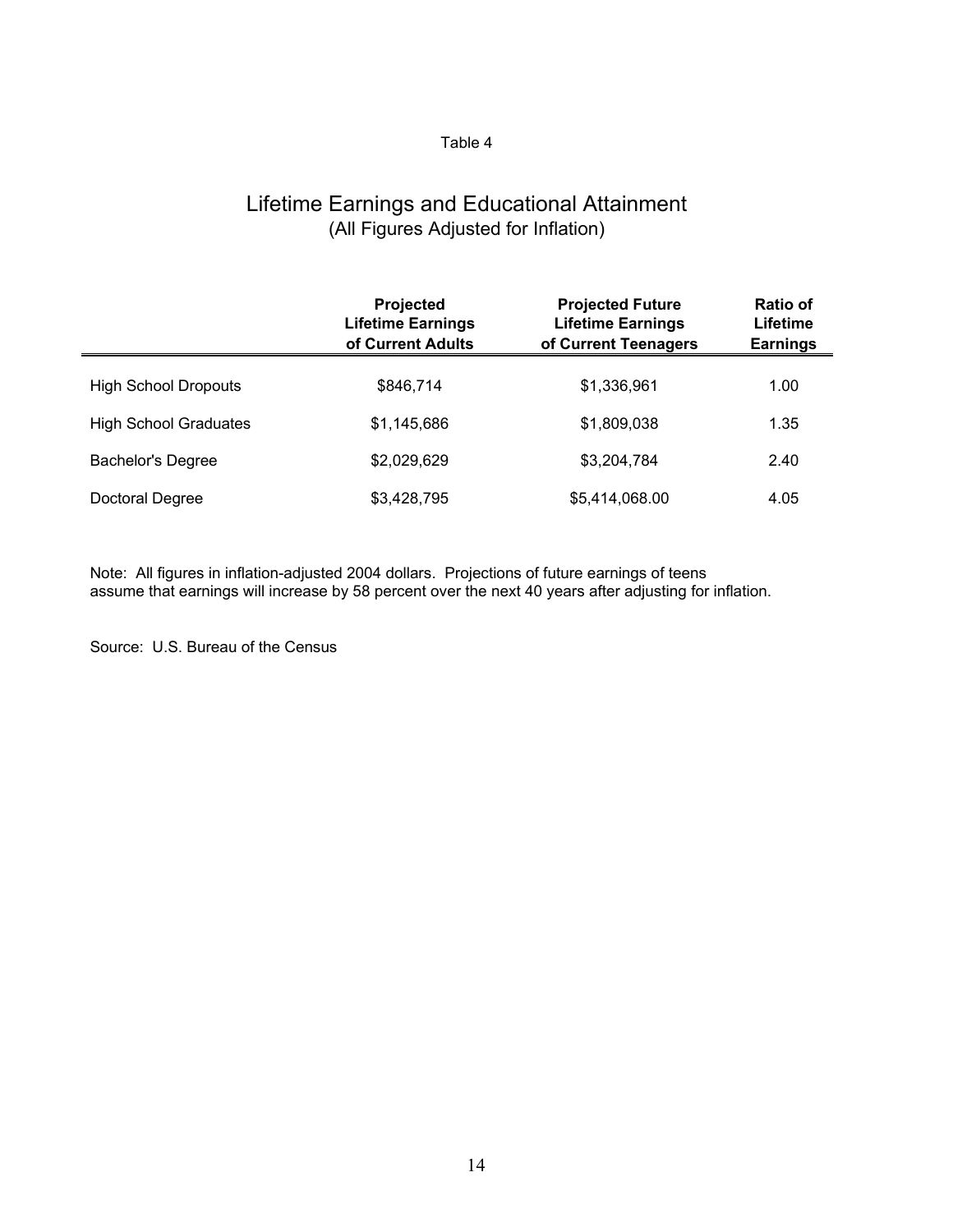Table 4

# Lifetime Earnings and Educational Attainment

(All Figures Adjusted for Inflation)

| | Projected Lifetime Earnings of Current Adults | Projected Future Lifetime Earnings of Current Teenagers | Ratio of Lifetime Earnings |
|---|---|---|---|
| High School Dropouts | $846,714 | $1,336,961 | 1.00 |
| High School Graduates | $1,145,686 | $1,809,038 | 1.35 |
| Bachelor's Degree | $2,029,629 | $3,204,784 | 2.40 |
| Doctoral Degree | $3,428,795 | $5,414,068.00 | 4.05 |

Note: All figures in inflation-adjusted 2004 dollars. Projections of future earnings of teens assume that earnings will increase by 58 percent over the next 40 years after adjusting for inflation.

Source: U.S. Bureau of the Census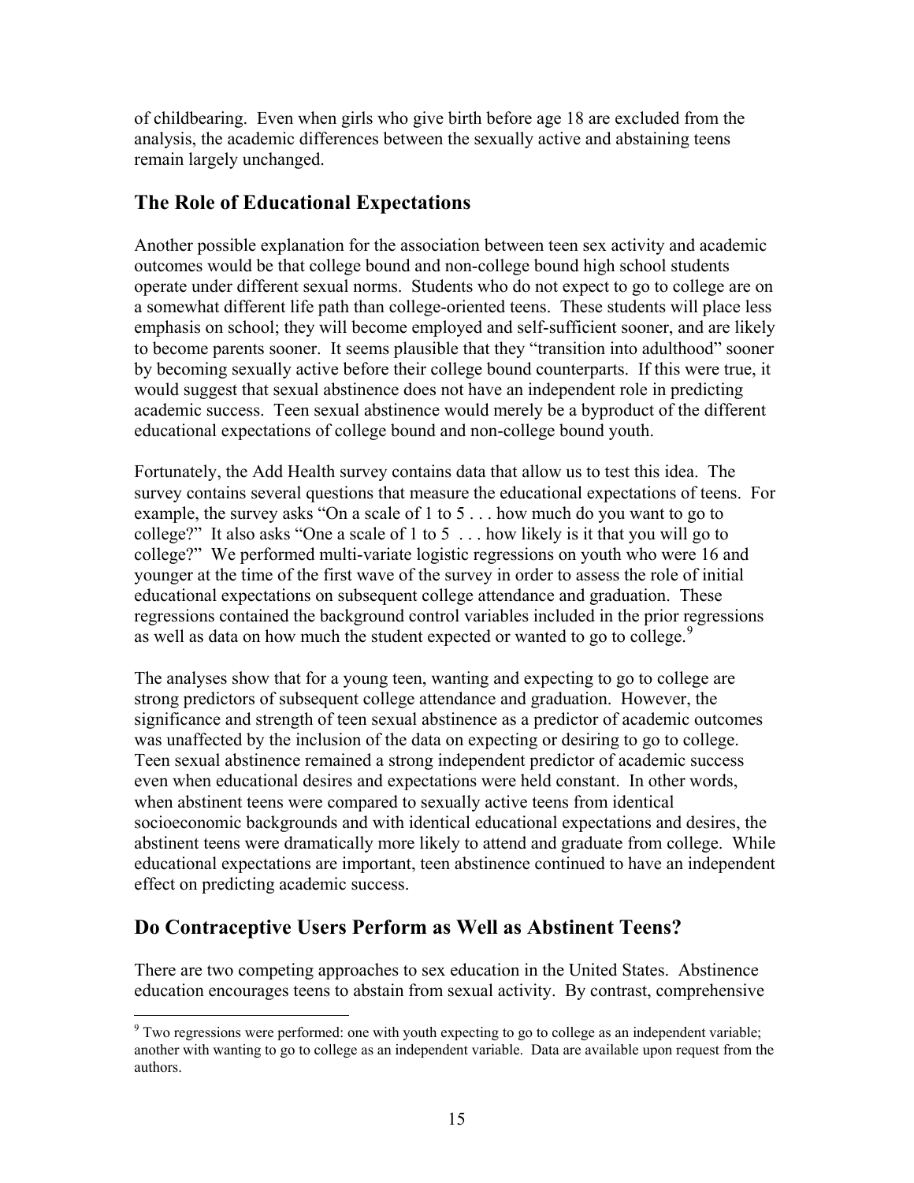of childbearing. Even when girls who give birth before age 18 are excluded from the analysis, the academic differences between the sexually active and abstaining teens remain largely unchanged.

## The Role of Educational Expectations

Another possible explanation for the association between teen sex activity and academic outcomes would be that college bound and non-college bound high school students operate under different sexual norms. Students who do not expect to go to college are on a somewhat different life path than college-oriented teens. These students will place less emphasis on school; they will become employed and self-sufficient sooner, and are likely to become parents sooner. It seems plausible that they "transition into adulthood" sooner by becoming sexually active before their college bound counterparts. If this were true, it would suggest that sexual abstinence does not have an independent role in predicting academic success. Teen sexual abstinence would merely be a byproduct of the different educational expectations of college bound and non-college bound youth.

Fortunately, the Add Health survey contains data that allow us to test this idea. The survey contains several questions that measure the educational expectations of teens. For example, the survey asks "On a scale of 1 to 5 . . . how much do you want to go to college?" It also asks "One a scale of 1 to 5 . . . how likely is it that you will go to college?" We performed multi-variate logistic regressions on youth who were 16 and younger at the time of the first wave of the survey in order to assess the role of initial educational expectations on subsequent college attendance and graduation. These regressions contained the background control variables included in the prior regressions as well as data on how much the student expected or wanted to go to college.[9]

The analyses show that for a young teen, wanting and expecting to go to college are strong predictors of subsequent college attendance and graduation. However, the significance and strength of teen sexual abstinence as a predictor of academic outcomes was unaffected by the inclusion of the data on expecting or desiring to go to college. Teen sexual abstinence remained a strong independent predictor of academic success even when educational desires and expectations were held constant. In other words, when abstinent teens were compared to sexually active teens from identical socioeconomic backgrounds and with identical educational expectations and desires, the abstinent teens were dramatically more likely to attend and graduate from college. While educational expectations are important, teen abstinence continued to have an independent effect on predicting academic success.

## Do Contraceptive Users Perform as Well as Abstinent Teens?

There are two competing approaches to sex education in the United States. Abstinence education encourages teens to abstain from sexual activity. By contrast, comprehensive

[9] Two regressions were performed: one with youth expecting to go to college as an independent variable; another with wanting to go to college as an independent variable. Data are available upon request from the authors.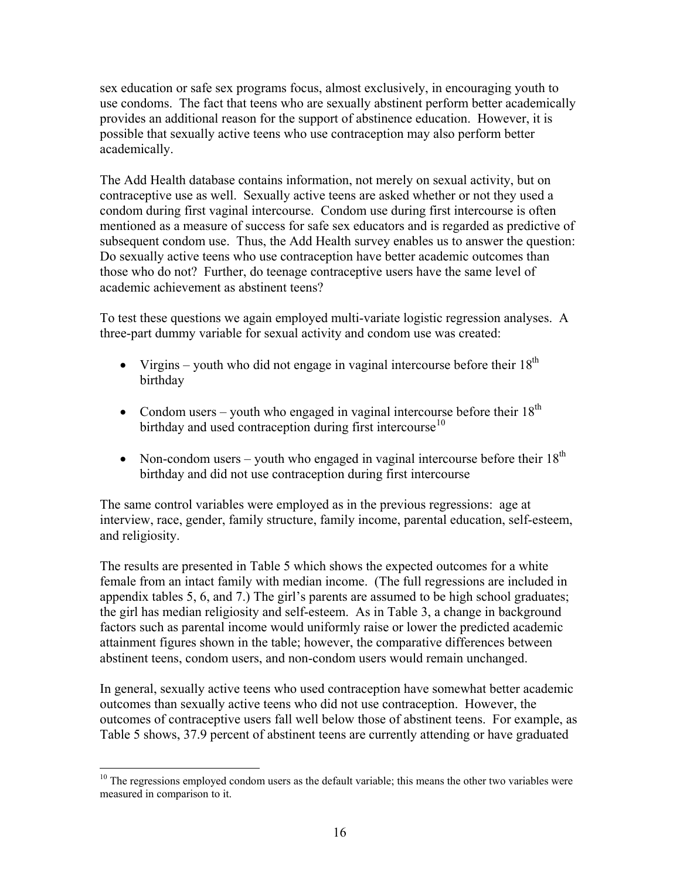sex education or safe sex programs focus, almost exclusively, in encouraging youth to use condoms. The fact that teens who are sexually abstinent perform better academically provides an additional reason for the support of abstinence education. However, it is possible that sexually active teens who use contraception may also perform better academically.

The Add Health database contains information, not merely on sexual activity, but on contraceptive use as well. Sexually active teens are asked whether or not they used a condom during first vaginal intercourse. Condom use during first intercourse is often mentioned as a measure of success for safe sex educators and is regarded as predictive of subsequent condom use. Thus, the Add Health survey enables us to answer the question: Do sexually active teens who use contraception have better academic outcomes than those who do not? Further, do teenage contraceptive users have the same level of academic achievement as abstinent teens?

To test these questions we again employed multi-variate logistic regression analyses. A three-part dummy variable for sexual activity and condom use was created:

- Virgins – youth who did not engage in vaginal intercourse before their 18th birthday
- Condom users – youth who engaged in vaginal intercourse before their 18th birthday and used contraception during first intercourse[10]
- Non-condom users – youth who engaged in vaginal intercourse before their 18th birthday and did not use contraception during first intercourse

The same control variables were employed as in the previous regressions: age at interview, race, gender, family structure, family income, parental education, self-esteem, and religiosity.

The results are presented in Table 5 which shows the expected outcomes for a white female from an intact family with median income. (The full regressions are included in appendix tables 5, 6, and 7.) The girl's parents are assumed to be high school graduates; the girl has median religiosity and self-esteem. As in Table 3, a change in background factors such as parental income would uniformly raise or lower the predicted academic attainment figures shown in the table; however, the comparative differences between abstinent teens, condom users, and non-condom users would remain unchanged.

In general, sexually active teens who used contraception have somewhat better academic outcomes than sexually active teens who did not use contraception. However, the outcomes of contraceptive users fall well below those of abstinent teens. For example, as Table 5 shows, 37.9 percent of abstinent teens are currently attending or have graduated

[10] The regressions employed condom users as the default variable; this means the other two variables were measured in comparison to it.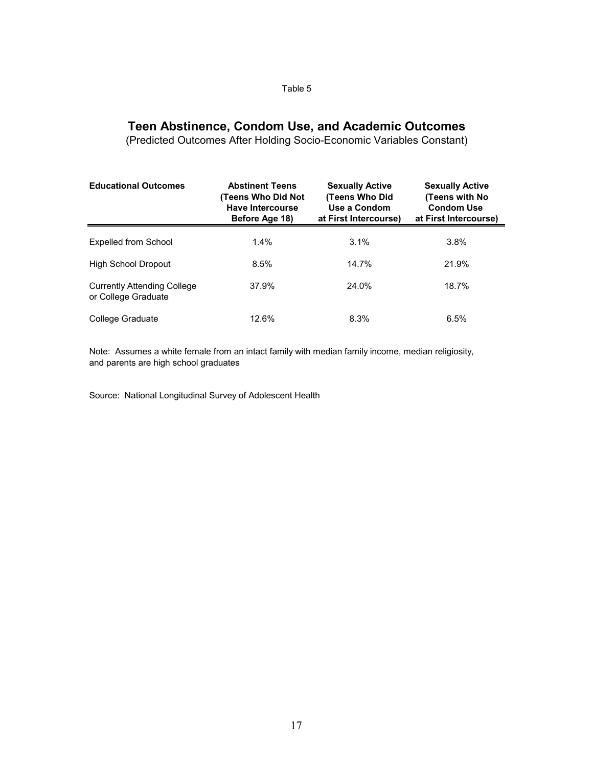Table 5

## Teen Abstinence, Condom Use, and Academic Outcomes

(Predicted Outcomes After Holding Socio-Economic Variables Constant)

| Educational Outcomes | Abstinent Teens (Teens Who Did Not Have Intercourse Before Age 18) | Sexually Active (Teens Who Did Use a Condom at First Intercourse) | Sexually Active (Teens with No Condom Use at First Intercourse) |
|---|---|---|---|
| Expelled from School | 1.4% | 3.1% | 3.8% |
| High School Dropout | 8.5% | 14.7% | 21.9% |
| Currently Attending College or College Graduate | 37.9% | 24.0% | 18.7% |
| College Graduate | 12.6% | 8.3% | 6.5% |

Note: Assumes a white female from an intact family with median family income, median religiosity, and parents are high school graduates

Source: National Longitudinal Survey of Adolescent Health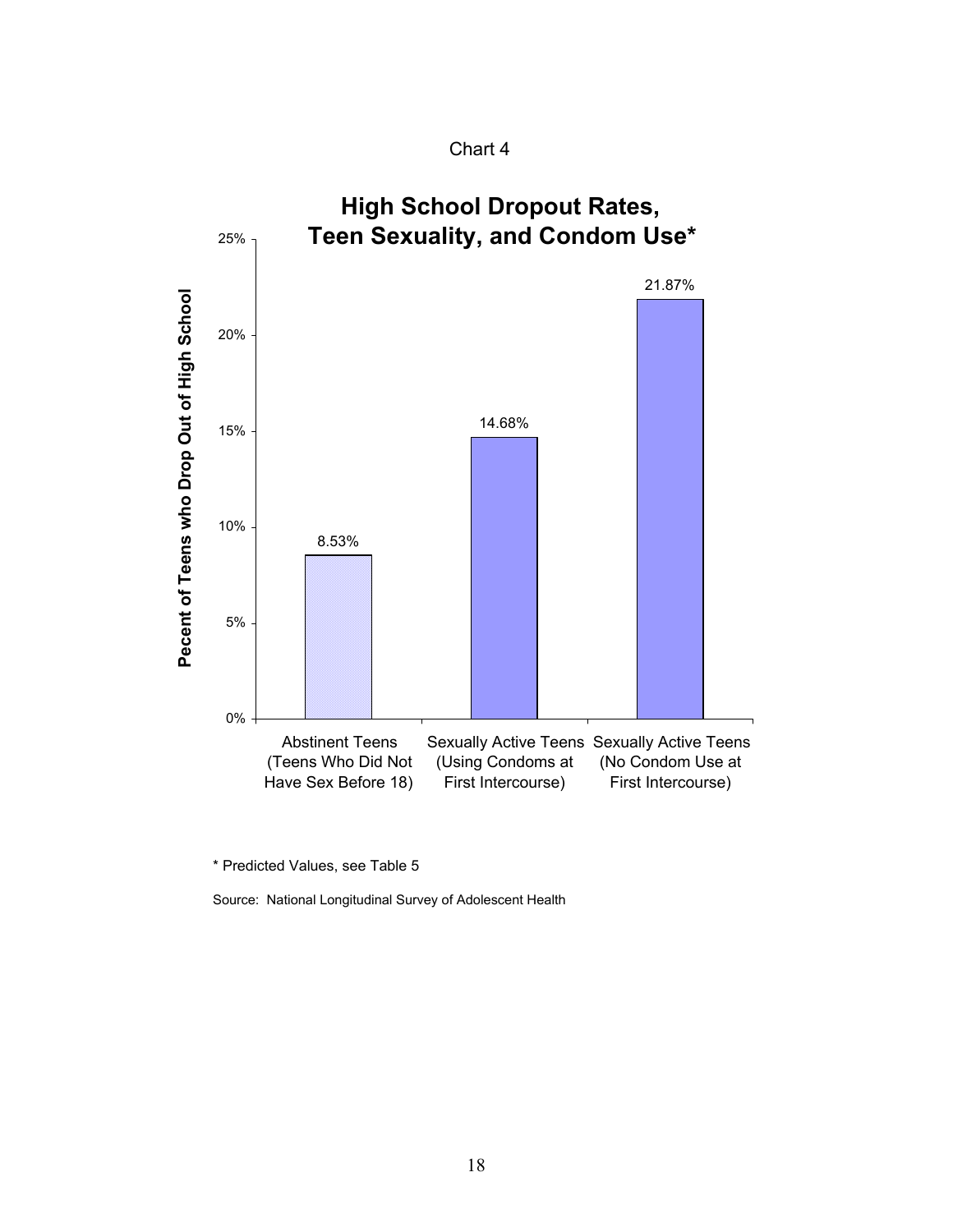Chart 4

## High School Dropout Rates, Teen Sexuality, and Condom Use*

| Group | Pecent of Teens who Drop Out of High School |
|---|---|
| Abstinent Teens (Teens Who Did Not Have Sex Before 18) | 8.53% |
| Sexually Active Teens (Using Condoms at First Intercourse) | 14.68% |
| Sexually Active Teens (No Condom Use at First Intercourse) | 21.87% |

\* Predicted Values, see Table 5

Source: National Longitudinal Survey of Adolescent Health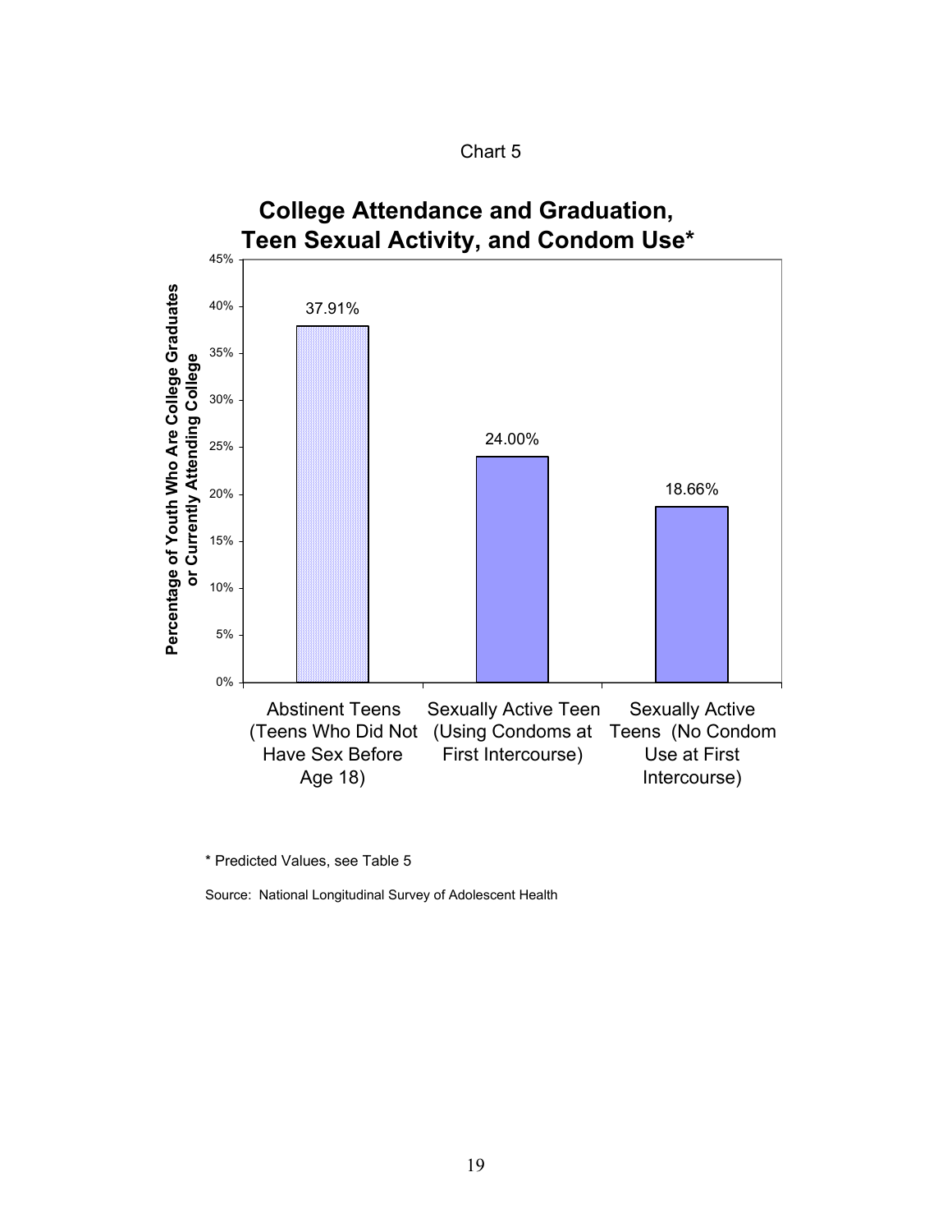Chart 5

**College Attendance and Graduation, Teen Sexual Activity, and Condom Use***

| Group | Percentage of Youth Who Are College Graduates or Currently Attending College |
|---|---|
| Abstinent Teens (Teens Who Did Not Have Sex Before Age 18) | 37.91% |
| Sexually Active Teen (Using Condoms at First Intercourse) | 24.00% |
| Sexually Active Teens (No Condom Use at First Intercourse) | 18.66% |

* Predicted Values, see Table 5

Source: National Longitudinal Survey of Adolescent Health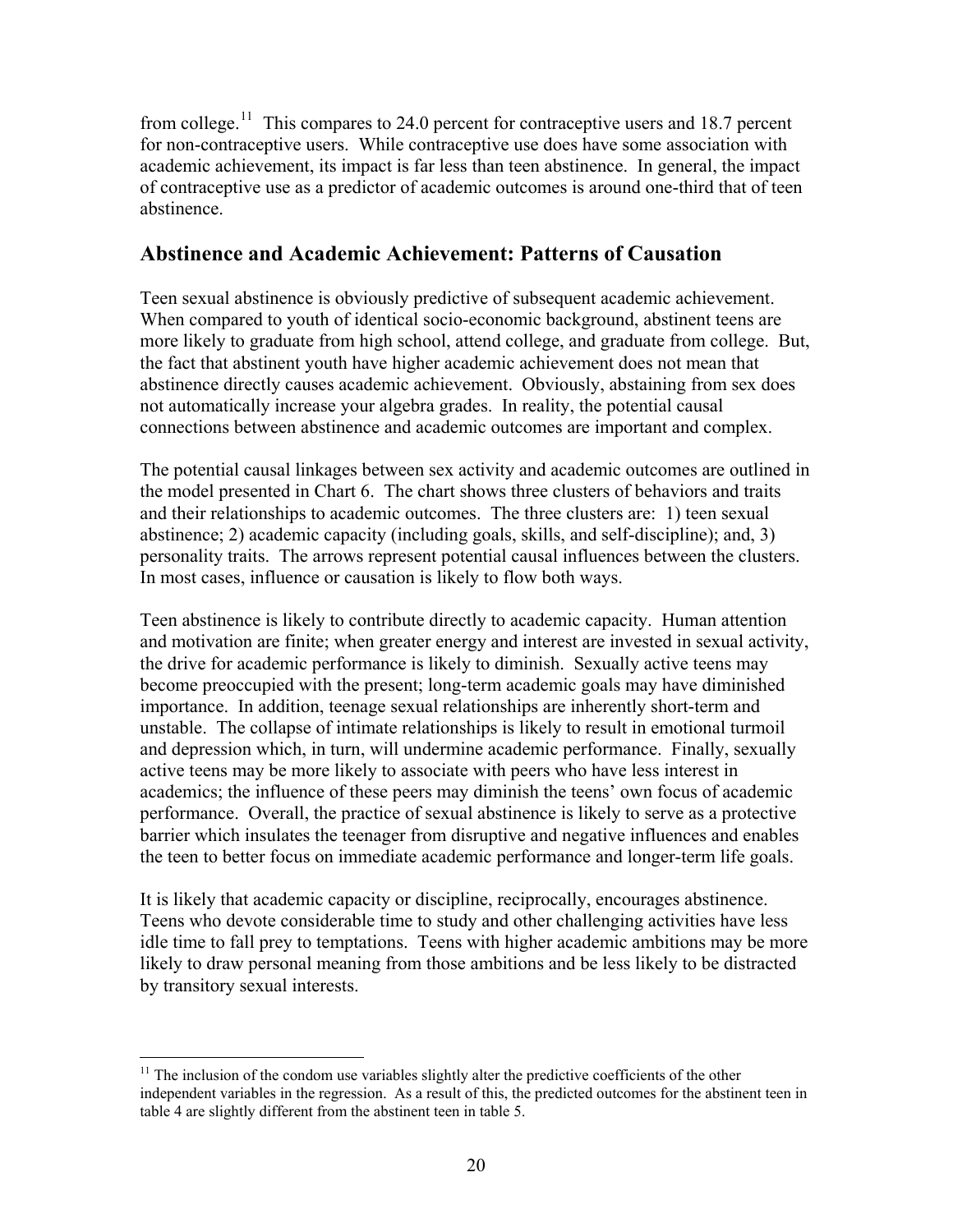from college.[11] This compares to 24.0 percent for contraceptive users and 18.7 percent for non-contraceptive users. While contraceptive use does have some association with academic achievement, its impact is far less than teen abstinence. In general, the impact of contraceptive use as a predictor of academic outcomes is around one-third that of teen abstinence.

## Abstinence and Academic Achievement: Patterns of Causation

Teen sexual abstinence is obviously predictive of subsequent academic achievement. When compared to youth of identical socio-economic background, abstinent teens are more likely to graduate from high school, attend college, and graduate from college. But, the fact that abstinent youth have higher academic achievement does not mean that abstinence directly causes academic achievement. Obviously, abstaining from sex does not automatically increase your algebra grades. In reality, the potential causal connections between abstinence and academic outcomes are important and complex.

The potential causal linkages between sex activity and academic outcomes are outlined in the model presented in Chart 6. The chart shows three clusters of behaviors and traits and their relationships to academic outcomes. The three clusters are: 1) teen sexual abstinence; 2) academic capacity (including goals, skills, and self-discipline); and, 3) personality traits. The arrows represent potential causal influences between the clusters. In most cases, influence or causation is likely to flow both ways.

Teen abstinence is likely to contribute directly to academic capacity. Human attention and motivation are finite; when greater energy and interest are invested in sexual activity, the drive for academic performance is likely to diminish. Sexually active teens may become preoccupied with the present; long-term academic goals may have diminished importance. In addition, teenage sexual relationships are inherently short-term and unstable. The collapse of intimate relationships is likely to result in emotional turmoil and depression which, in turn, will undermine academic performance. Finally, sexually active teens may be more likely to associate with peers who have less interest in academics; the influence of these peers may diminish the teens' own focus of academic performance. Overall, the practice of sexual abstinence is likely to serve as a protective barrier which insulates the teenager from disruptive and negative influences and enables the teen to better focus on immediate academic performance and longer-term life goals.

It is likely that academic capacity or discipline, reciprocally, encourages abstinence. Teens who devote considerable time to study and other challenging activities have less idle time to fall prey to temptations. Teens with higher academic ambitions may be more likely to draw personal meaning from those ambitions and be less likely to be distracted by transitory sexual interests.

---

[11] The inclusion of the condom use variables slightly alter the predictive coefficients of the other independent variables in the regression. As a result of this, the predicted outcomes for the abstinent teen in table 4 are slightly different from the abstinent teen in table 5.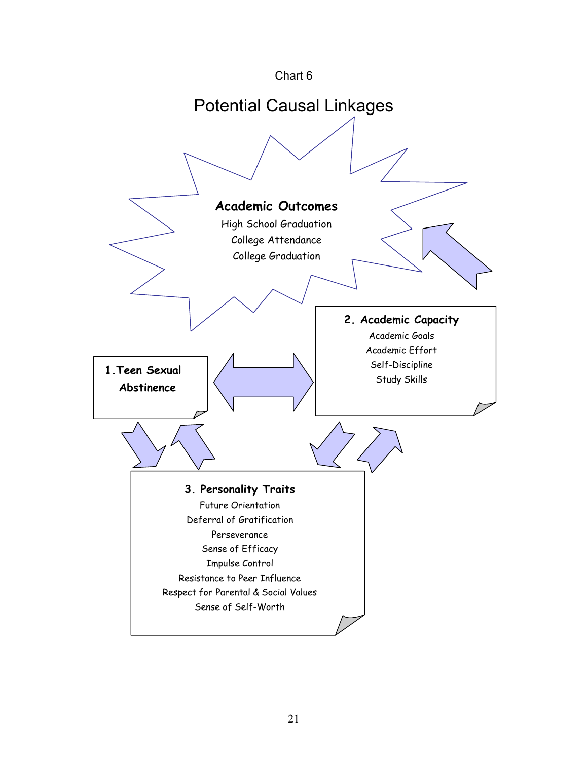Chart 6

# Potential Causal Linkages

**Academic Outcomes**

High School Graduation
College Attendance
College Graduation

**2. Academic Capacity**

Academic Goals
Academic Effort
Self-Discipline
Study Skills

**1. Teen Sexual Abstinence**

**3. Personality Traits**

Future Orientation
Deferral of Gratification
Perseverance
Sense of Efficacy
Impulse Control
Resistance to Peer Influence
Respect for Parental & Social Values
Sense of Self-Worth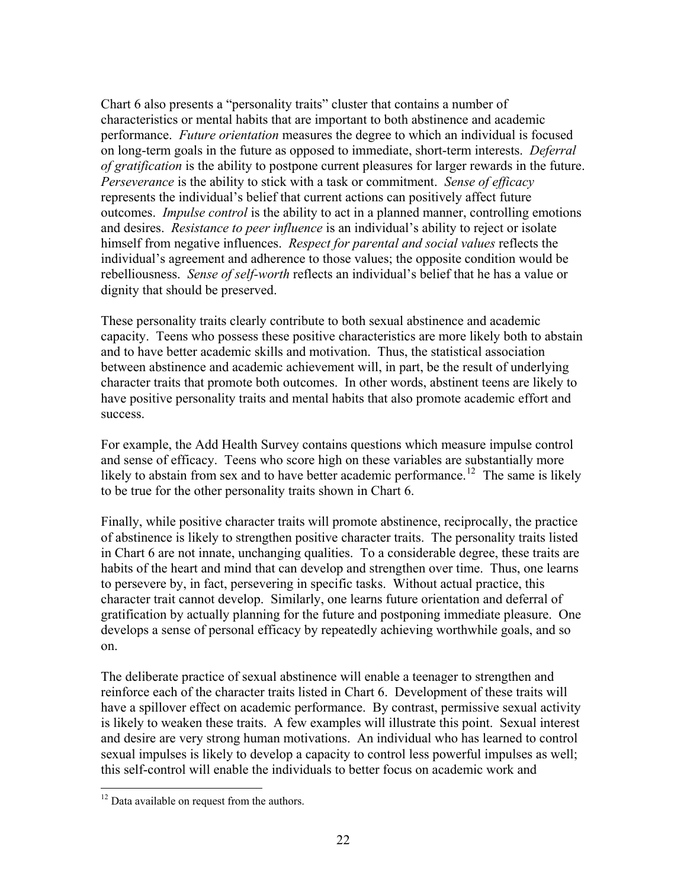Chart 6 also presents a "personality traits" cluster that contains a number of characteristics or mental habits that are important to both abstinence and academic performance. *Future orientation* measures the degree to which an individual is focused on long-term goals in the future as opposed to immediate, short-term interests. *Deferral of gratification* is the ability to postpone current pleasures for larger rewards in the future. *Perseverance* is the ability to stick with a task or commitment. *Sense of efficacy* represents the individual's belief that current actions can positively affect future outcomes. *Impulse control* is the ability to act in a planned manner, controlling emotions and desires. *Resistance to peer influence* is an individual's ability to reject or isolate himself from negative influences. *Respect for parental and social values* reflects the individual's agreement and adherence to those values; the opposite condition would be rebelliousness. *Sense of self-worth* reflects an individual's belief that he has a value or dignity that should be preserved.

These personality traits clearly contribute to both sexual abstinence and academic capacity. Teens who possess these positive characteristics are more likely both to abstain and to have better academic skills and motivation. Thus, the statistical association between abstinence and academic achievement will, in part, be the result of underlying character traits that promote both outcomes. In other words, abstinent teens are likely to have positive personality traits and mental habits that also promote academic effort and success.

For example, the Add Health Survey contains questions which measure impulse control and sense of efficacy. Teens who score high on these variables are substantially more likely to abstain from sex and to have better academic performance.[12] The same is likely to be true for the other personality traits shown in Chart 6.

Finally, while positive character traits will promote abstinence, reciprocally, the practice of abstinence is likely to strengthen positive character traits. The personality traits listed in Chart 6 are not innate, unchanging qualities. To a considerable degree, these traits are habits of the heart and mind that can develop and strengthen over time. Thus, one learns to persevere by, in fact, persevering in specific tasks. Without actual practice, this character trait cannot develop. Similarly, one learns future orientation and deferral of gratification by actually planning for the future and postponing immediate pleasure. One develops a sense of personal efficacy by repeatedly achieving worthwhile goals, and so on.

The deliberate practice of sexual abstinence will enable a teenager to strengthen and reinforce each of the character traits listed in Chart 6. Development of these traits will have a spillover effect on academic performance. By contrast, permissive sexual activity is likely to weaken these traits. A few examples will illustrate this point. Sexual interest and desire are very strong human motivations. An individual who has learned to control sexual impulses is likely to develop a capacity to control less powerful impulses as well; this self-control will enable the individuals to better focus on academic work and

---

[12] Data available on request from the authors.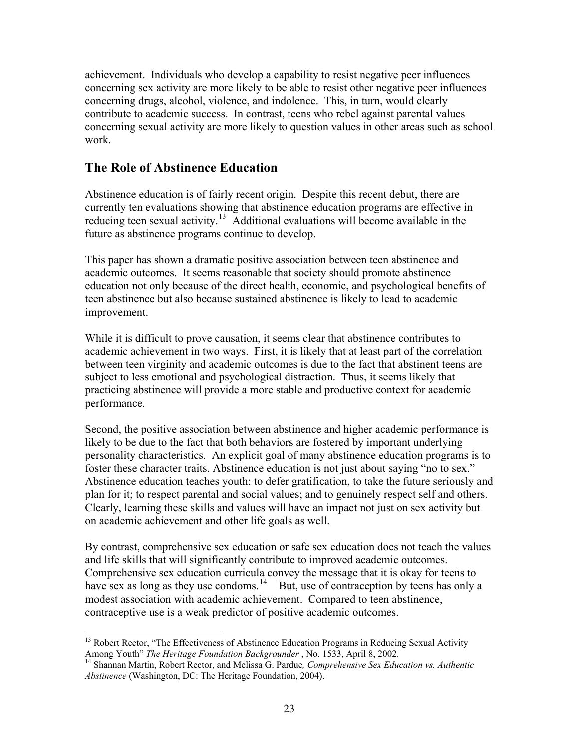achievement. Individuals who develop a capability to resist negative peer influences concerning sex activity are more likely to be able to resist other negative peer influences concerning drugs, alcohol, violence, and indolence. This, in turn, would clearly contribute to academic success. In contrast, teens who rebel against parental values concerning sexual activity are more likely to question values in other areas such as school work.

## The Role of Abstinence Education

Abstinence education is of fairly recent origin. Despite this recent debut, there are currently ten evaluations showing that abstinence education programs are effective in reducing teen sexual activity.[13] Additional evaluations will become available in the future as abstinence programs continue to develop.

This paper has shown a dramatic positive association between teen abstinence and academic outcomes. It seems reasonable that society should promote abstinence education not only because of the direct health, economic, and psychological benefits of teen abstinence but also because sustained abstinence is likely to lead to academic improvement.

While it is difficult to prove causation, it seems clear that abstinence contributes to academic achievement in two ways. First, it is likely that at least part of the correlation between teen virginity and academic outcomes is due to the fact that abstinent teens are subject to less emotional and psychological distraction. Thus, it seems likely that practicing abstinence will provide a more stable and productive context for academic performance.

Second, the positive association between abstinence and higher academic performance is likely to be due to the fact that both behaviors are fostered by important underlying personality characteristics. An explicit goal of many abstinence education programs is to foster these character traits. Abstinence education is not just about saying "no to sex." Abstinence education teaches youth: to defer gratification, to take the future seriously and plan for it; to respect parental and social values; and to genuinely respect self and others. Clearly, learning these skills and values will have an impact not just on sex activity but on academic achievement and other life goals as well.

By contrast, comprehensive sex education or safe sex education does not teach the values and life skills that will significantly contribute to improved academic outcomes. Comprehensive sex education curricula convey the message that it is okay for teens to have sex as long as they use condoms.[14] But, use of contraception by teens has only a modest association with academic achievement. Compared to teen abstinence, contraceptive use is a weak predictor of positive academic outcomes.

---

[13] Robert Rector, "The Effectiveness of Abstinence Education Programs in Reducing Sexual Activity Among Youth" *The Heritage Foundation Backgrounder* , No. 1533, April 8, 2002.

[14] Shannan Martin, Robert Rector, and Melissa G. Pardue*, Comprehensive Sex Education vs. Authentic Abstinence* (Washington, DC: The Heritage Foundation, 2004).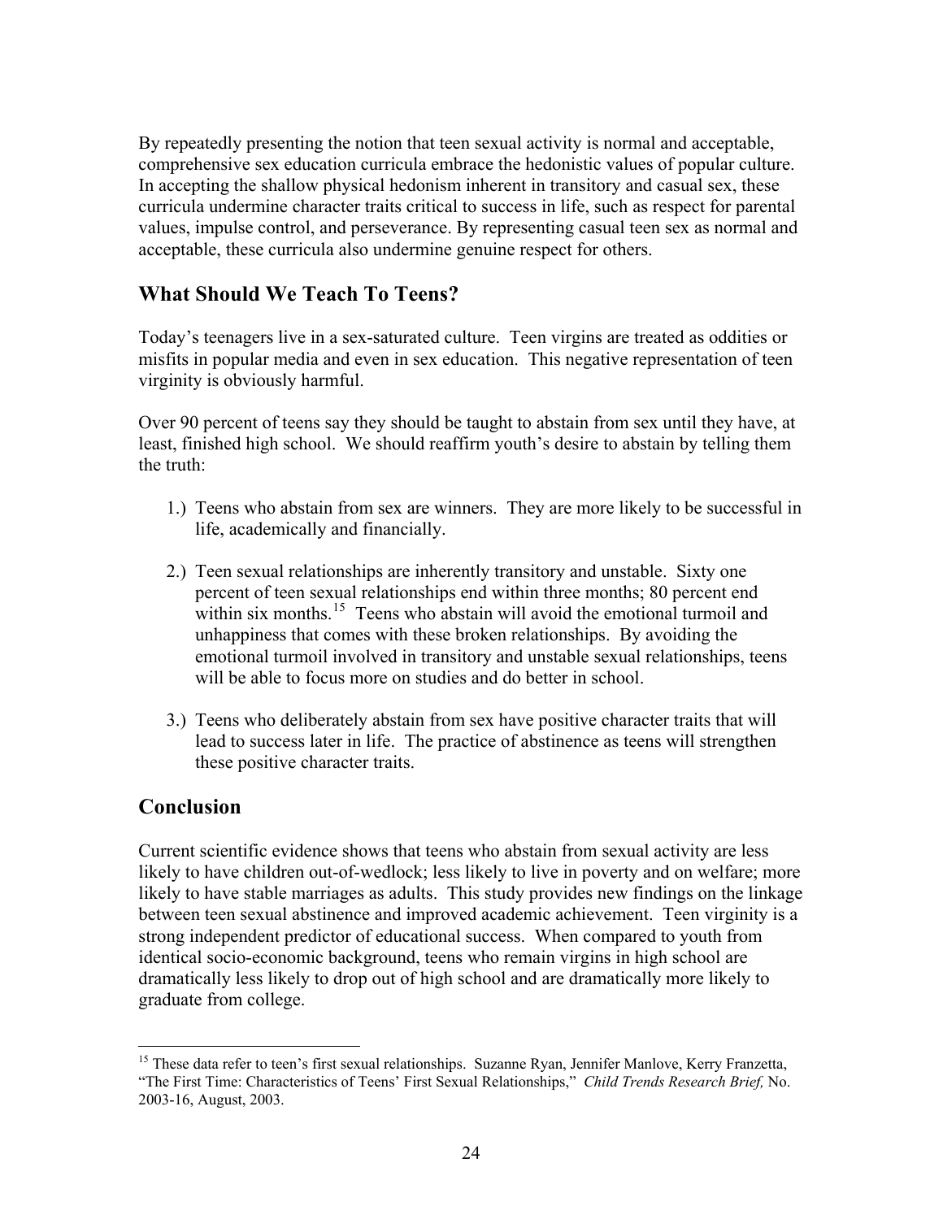By repeatedly presenting the notion that teen sexual activity is normal and acceptable, comprehensive sex education curricula embrace the hedonistic values of popular culture. In accepting the shallow physical hedonism inherent in transitory and casual sex, these curricula undermine character traits critical to success in life, such as respect for parental values, impulse control, and perseverance. By representing casual teen sex as normal and acceptable, these curricula also undermine genuine respect for others.

## What Should We Teach To Teens?

Today's teenagers live in a sex-saturated culture. Teen virgins are treated as oddities or misfits in popular media and even in sex education. This negative representation of teen virginity is obviously harmful.

Over 90 percent of teens say they should be taught to abstain from sex until they have, at least, finished high school. We should reaffirm youth's desire to abstain by telling them the truth:

1.) Teens who abstain from sex are winners. They are more likely to be successful in life, academically and financially.

2.) Teen sexual relationships are inherently transitory and unstable. Sixty one percent of teen sexual relationships end within three months; 80 percent end within six months.[15] Teens who abstain will avoid the emotional turmoil and unhappiness that comes with these broken relationships. By avoiding the emotional turmoil involved in transitory and unstable sexual relationships, teens will be able to focus more on studies and do better in school.

3.) Teens who deliberately abstain from sex have positive character traits that will lead to success later in life. The practice of abstinence as teens will strengthen these positive character traits.

## Conclusion

Current scientific evidence shows that teens who abstain from sexual activity are less likely to have children out-of-wedlock; less likely to live in poverty and on welfare; more likely to have stable marriages as adults. This study provides new findings on the linkage between teen sexual abstinence and improved academic achievement. Teen virginity is a strong independent predictor of educational success. When compared to youth from identical socio-economic background, teens who remain virgins in high school are dramatically less likely to drop out of high school and are dramatically more likely to graduate from college.

---

[15] These data refer to teen's first sexual relationships. Suzanne Ryan, Jennifer Manlove, Kerry Franzetta, "The First Time: Characteristics of Teens' First Sexual Relationships," *Child Trends Research Brief,* No. 2003-16, August, 2003.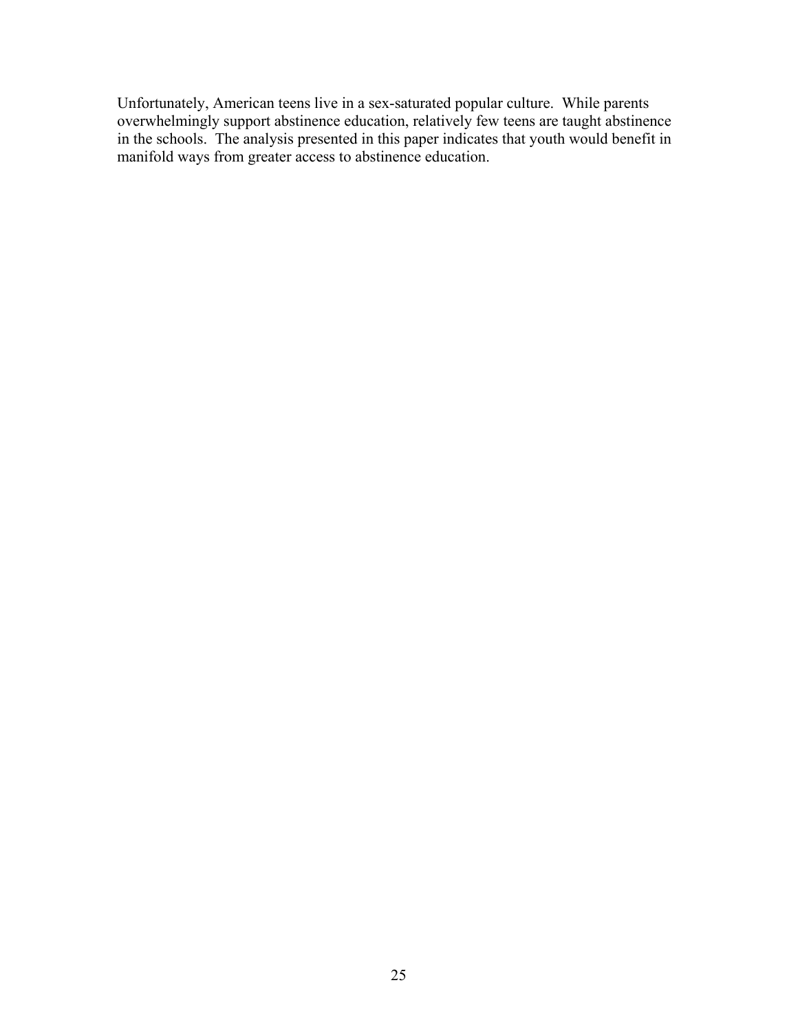Unfortunately, American teens live in a sex-saturated popular culture. While parents overwhelmingly support abstinence education, relatively few teens are taught abstinence in the schools. The analysis presented in this paper indicates that youth would benefit in manifold ways from greater access to abstinence education.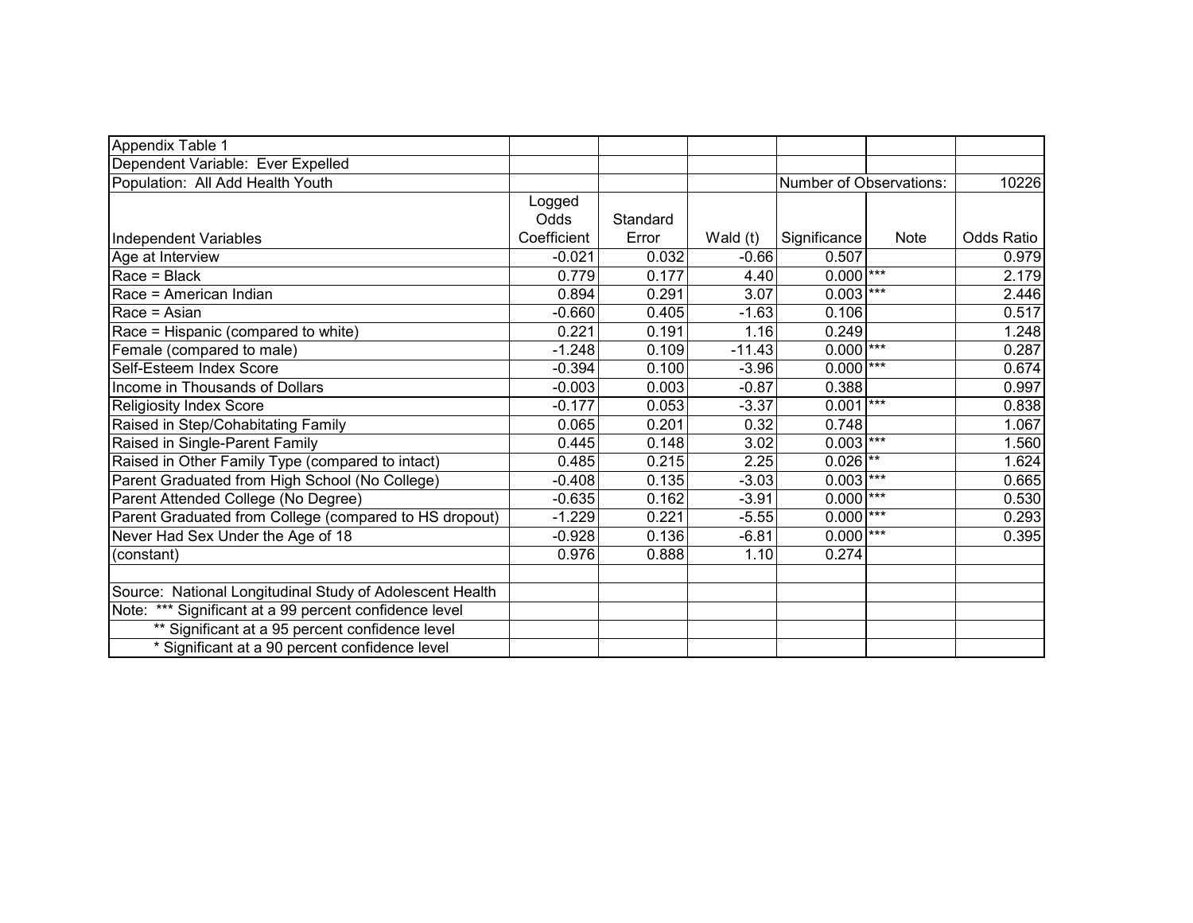Appendix Table 1

Dependent Variable: Ever Expelled

Population: All Add Health Youth

Number of Observations: 10226

| Independent Variables | Logged Odds Coefficient | Standard Error | Wald (t) | Significance | Note | Odds Ratio |
|---|---|---|---|---|---|---|
| Age at Interview | -0.021 | 0.032 | -0.66 | 0.507 | | 0.979 |
| Race = Black | 0.779 | 0.177 | 4.40 | 0.000 | *** | 2.179 |
| Race = American Indian | 0.894 | 0.291 | 3.07 | 0.003 | *** | 2.446 |
| Race = Asian | -0.660 | 0.405 | -1.63 | 0.106 | | 0.517 |
| Race = Hispanic (compared to white) | 0.221 | 0.191 | 1.16 | 0.249 | | 1.248 |
| Female (compared to male) | -1.248 | 0.109 | -11.43 | 0.000 | *** | 0.287 |
| Self-Esteem Index Score | -0.394 | 0.100 | -3.96 | 0.000 | *** | 0.674 |
| Income in Thousands of Dollars | -0.003 | 0.003 | -0.87 | 0.388 | | 0.997 |
| Religiosity Index Score | -0.177 | 0.053 | -3.37 | 0.001 | *** | 0.838 |
| Raised in Step/Cohabitating Family | 0.065 | 0.201 | 0.32 | 0.748 | | 1.067 |
| Raised in Single-Parent Family | 0.445 | 0.148 | 3.02 | 0.003 | *** | 1.560 |
| Raised in Other Family Type (compared to intact) | 0.485 | 0.215 | 2.25 | 0.026 | ** | 1.624 |
| Parent Graduated from High School (No College) | -0.408 | 0.135 | -3.03 | 0.003 | *** | 0.665 |
| Parent Attended College (No Degree) | -0.635 | 0.162 | -3.91 | 0.000 | *** | 0.530 |
| Parent Graduated from College (compared to HS dropout) | -1.229 | 0.221 | -5.55 | 0.000 | *** | 0.293 |
| Never Had Sex Under the Age of 18 | -0.928 | 0.136 | -6.81 | 0.000 | *** | 0.395 |
| (constant) | 0.976 | 0.888 | 1.10 | 0.274 | | |

Source: National Longitudinal Study of Adolescent Health

Note: *** Significant at a 99 percent confidence level

** Significant at a 95 percent confidence level

* Significant at a 90 percent confidence level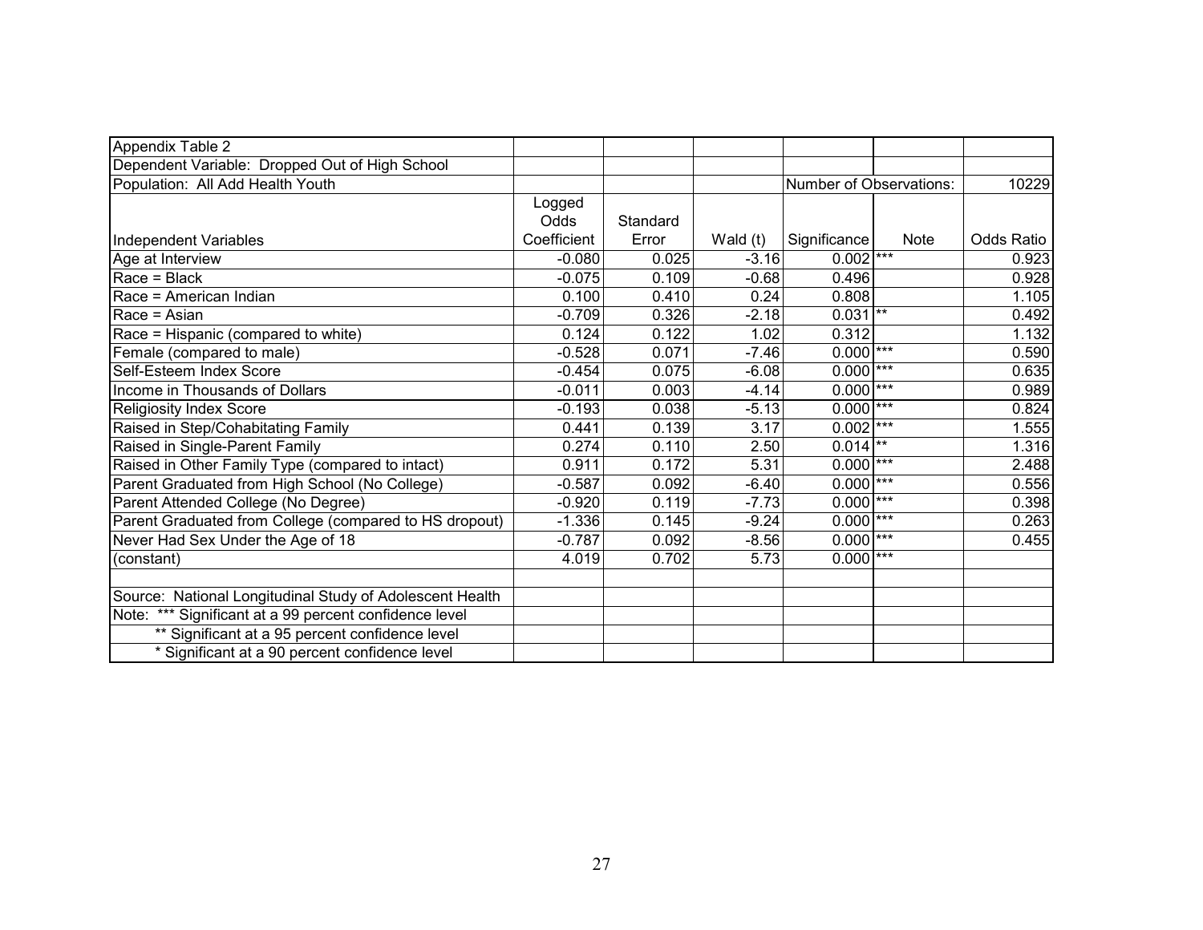Appendix Table 2

Dependent Variable: Dropped Out of High School

Population: All Add Health Youth

Number of Observations: 10229

| Independent Variables | Logged Odds Coefficient | Standard Error | Wald (t) | Significance | Note | Odds Ratio |
|---|---|---|---|---|---|---|
| Age at Interview | -0.080 | 0.025 | -3.16 | 0.002 | *** | 0.923 |
| Race = Black | -0.075 | 0.109 | -0.68 | 0.496 | | 0.928 |
| Race = American Indian | 0.100 | 0.410 | 0.24 | 0.808 | | 1.105 |
| Race = Asian | -0.709 | 0.326 | -2.18 | 0.031 | ** | 0.492 |
| Race = Hispanic (compared to white) | 0.124 | 0.122 | 1.02 | 0.312 | | 1.132 |
| Female (compared to male) | -0.528 | 0.071 | -7.46 | 0.000 | *** | 0.590 |
| Self-Esteem Index Score | -0.454 | 0.075 | -6.08 | 0.000 | *** | 0.635 |
| Income in Thousands of Dollars | -0.011 | 0.003 | -4.14 | 0.000 | *** | 0.989 |
| Religiosity Index Score | -0.193 | 0.038 | -5.13 | 0.000 | *** | 0.824 |
| Raised in Step/Cohabitating Family | 0.441 | 0.139 | 3.17 | 0.002 | *** | 1.555 |
| Raised in Single-Parent Family | 0.274 | 0.110 | 2.50 | 0.014 | ** | 1.316 |
| Raised in Other Family Type (compared to intact) | 0.911 | 0.172 | 5.31 | 0.000 | *** | 2.488 |
| Parent Graduated from High School (No College) | -0.587 | 0.092 | -6.40 | 0.000 | *** | 0.556 |
| Parent Attended College (No Degree) | -0.920 | 0.119 | -7.73 | 0.000 | *** | 0.398 |
| Parent Graduated from College (compared to HS dropout) | -1.336 | 0.145 | -9.24 | 0.000 | *** | 0.263 |
| Never Had Sex Under the Age of 18 | -0.787 | 0.092 | -8.56 | 0.000 | *** | 0.455 |
| (constant) | 4.019 | 0.702 | 5.73 | 0.000 | *** | |

Source: National Longitudinal Study of Adolescent Health

Note: *** Significant at a 99 percent confidence level

** Significant at a 95 percent confidence level

* Significant at a 90 percent confidence level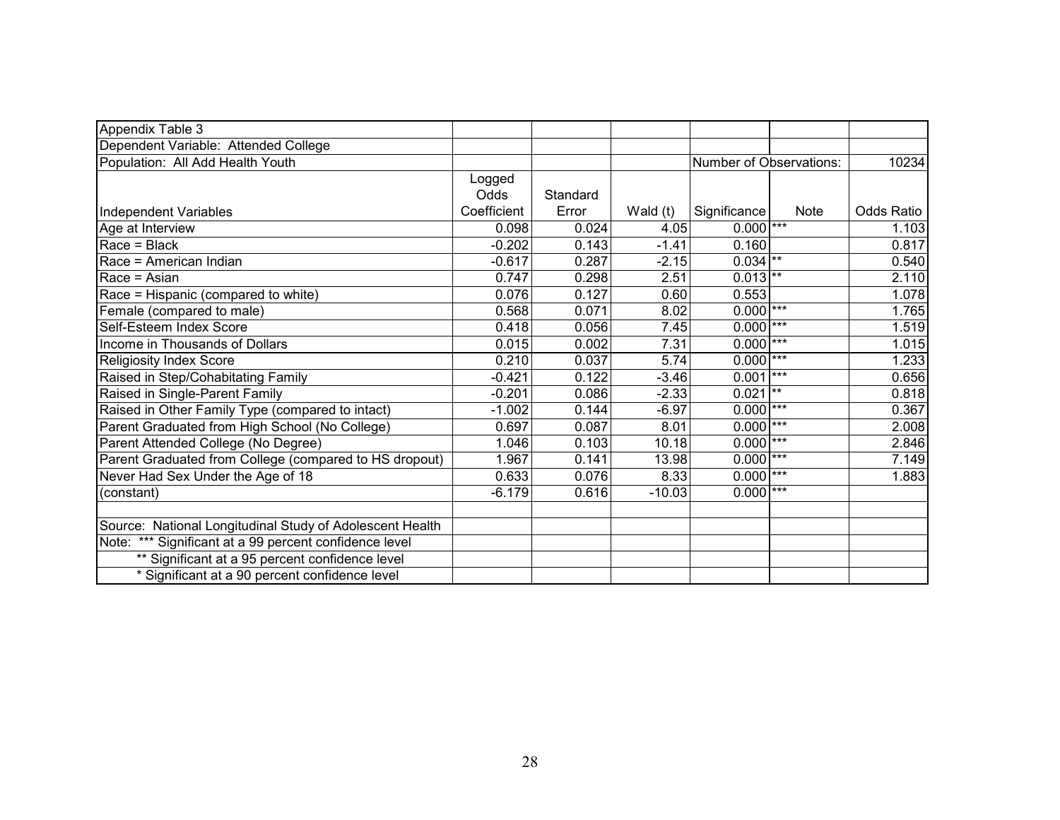Appendix Table 3

Dependent Variable: Attended College

Population: All Add Health Youth

Number of Observations: 10234

| Independent Variables | Logged Odds Coefficient | Standard Error | Wald (t) | Significance | Note | Odds Ratio |
|---|---|---|---|---|---|---|
| Age at Interview | 0.098 | 0.024 | 4.05 | 0.000 | *** | 1.103 |
| Race = Black | -0.202 | 0.143 | -1.41 | 0.160 | | 0.817 |
| Race = American Indian | -0.617 | 0.287 | -2.15 | 0.034 | ** | 0.540 |
| Race = Asian | 0.747 | 0.298 | 2.51 | 0.013 | ** | 2.110 |
| Race = Hispanic (compared to white) | 0.076 | 0.127 | 0.60 | 0.553 | | 1.078 |
| Female (compared to male) | 0.568 | 0.071 | 8.02 | 0.000 | *** | 1.765 |
| Self-Esteem Index Score | 0.418 | 0.056 | 7.45 | 0.000 | *** | 1.519 |
| Income in Thousands of Dollars | 0.015 | 0.002 | 7.31 | 0.000 | *** | 1.015 |
| Religiosity Index Score | 0.210 | 0.037 | 5.74 | 0.000 | *** | 1.233 |
| Raised in Step/Cohabitating Family | -0.421 | 0.122 | -3.46 | 0.001 | *** | 0.656 |
| Raised in Single-Parent Family | -0.201 | 0.086 | -2.33 | 0.021 | ** | 0.818 |
| Raised in Other Family Type (compared to intact) | -1.002 | 0.144 | -6.97 | 0.000 | *** | 0.367 |
| Parent Graduated from High School (No College) | 0.697 | 0.087 | 8.01 | 0.000 | *** | 2.008 |
| Parent Attended College (No Degree) | 1.046 | 0.103 | 10.18 | 0.000 | *** | 2.846 |
| Parent Graduated from College (compared to HS dropout) | 1.967 | 0.141 | 13.98 | 0.000 | *** | 7.149 |
| Never Had Sex Under the Age of 18 | 0.633 | 0.076 | 8.33 | 0.000 | *** | 1.883 |
| (constant) | -6.179 | 0.616 | -10.03 | 0.000 | *** | |

Source: National Longitudinal Study of Adolescent Health

Note: *** Significant at a 99 percent confidence level

** Significant at a 95 percent confidence level

* Significant at a 90 percent confidence level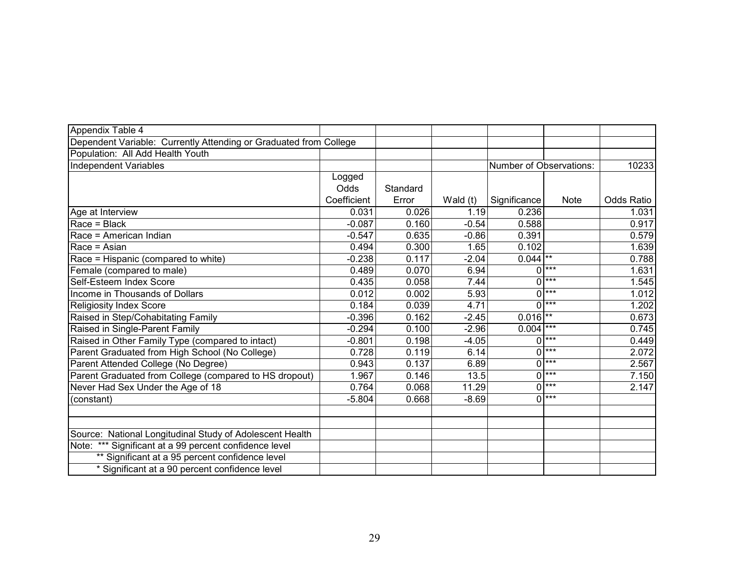| Appendix Table 4 | | | | | | |
|---|---|---|---|---|---|---|
| Dependent Variable: Currently Attending or Graduated from College | | | | | | |
| Population: All Add Health Youth | | | | | | |
| Independent Variables | | | | Number of Observations: | | 10233 |
| | Logged Odds Coefficient | Standard Error | Wald (t) | Significance | Note | Odds Ratio |
| Age at Interview | 0.031 | 0.026 | 1.19 | 0.236 | | 1.031 |
| Race = Black | -0.087 | 0.160 | -0.54 | 0.588 | | 0.917 |
| Race = American Indian | -0.547 | 0.635 | -0.86 | 0.391 | | 0.579 |
| Race = Asian | 0.494 | 0.300 | 1.65 | 0.102 | | 1.639 |
| Race = Hispanic (compared to white) | -0.238 | 0.117 | -2.04 | 0.044 | ** | 0.788 |
| Female (compared to male) | 0.489 | 0.070 | 6.94 | 0 | *** | 1.631 |
| Self-Esteem Index Score | 0.435 | 0.058 | 7.44 | 0 | *** | 1.545 |
| Income in Thousands of Dollars | 0.012 | 0.002 | 5.93 | 0 | *** | 1.012 |
| Religiosity Index Score | 0.184 | 0.039 | 4.71 | 0 | *** | 1.202 |
| Raised in Step/Cohabitating Family | -0.396 | 0.162 | -2.45 | 0.016 | ** | 0.673 |
| Raised in Single-Parent Family | -0.294 | 0.100 | -2.96 | 0.004 | *** | 0.745 |
| Raised in Other Family Type (compared to intact) | -0.801 | 0.198 | -4.05 | 0 | *** | 0.449 |
| Parent Graduated from High School (No College) | 0.728 | 0.119 | 6.14 | 0 | *** | 2.072 |
| Parent Attended College (No Degree) | 0.943 | 0.137 | 6.89 | 0 | *** | 2.567 |
| Parent Graduated from College (compared to HS dropout) | 1.967 | 0.146 | 13.5 | 0 | *** | 7.150 |
| Never Had Sex Under the Age of 18 | 0.764 | 0.068 | 11.29 | 0 | *** | 2.147 |
| (constant) | -5.804 | 0.668 | -8.69 | 0 | *** | |
| | | | | | | |
| | | | | | | |
| Source: National Longitudinal Study of Adolescent Health | | | | | | |
| Note: *** Significant at a 99 percent confidence level | | | | | | |
| ** Significant at a 95 percent confidence level | | | | | | |
| * Significant at a 90 percent confidence level | | | | | | |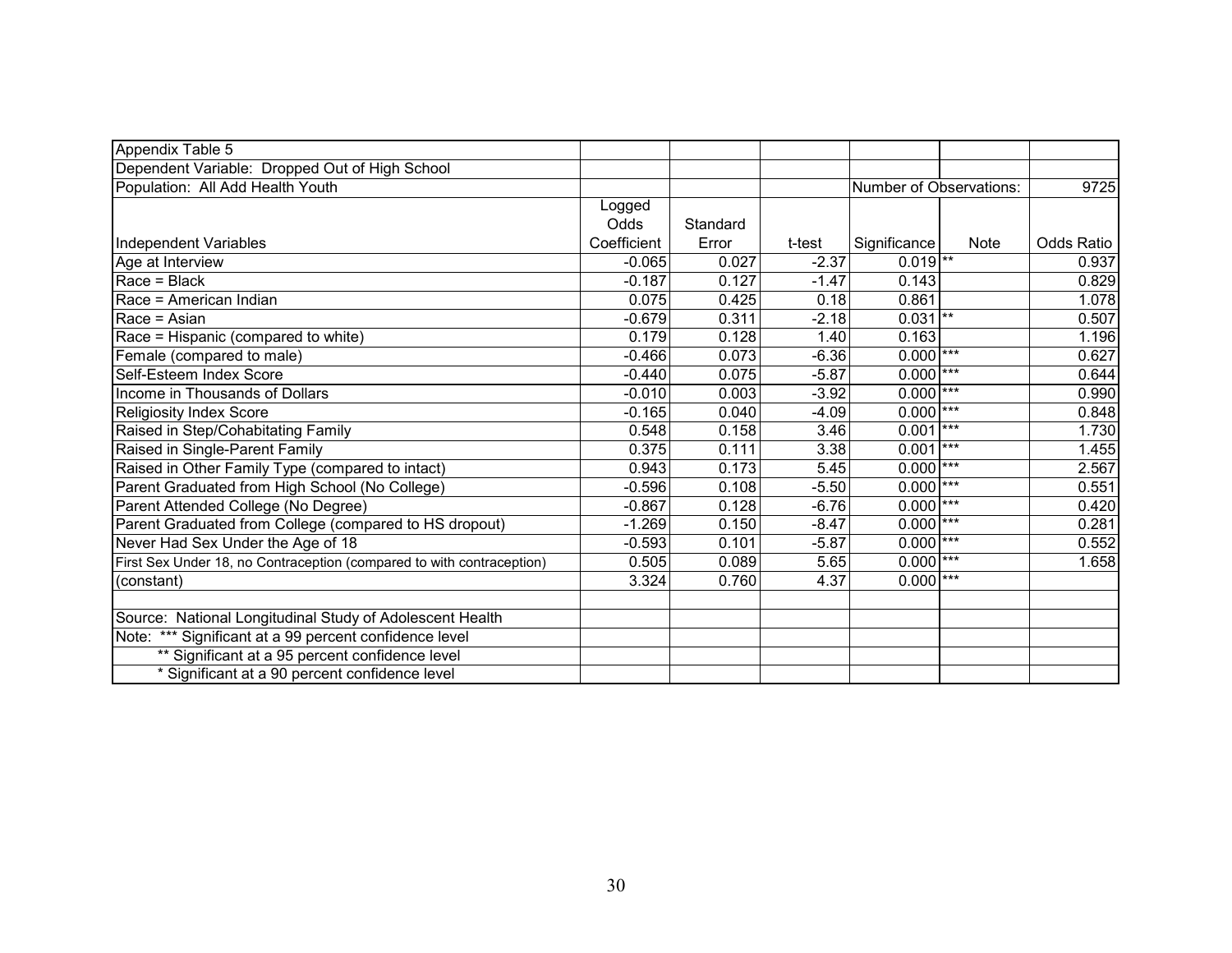Appendix Table 5

Dependent Variable: Dropped Out of High School

Population: All Add Health Youth | Number of Observations: 9725

| Independent Variables | Logged Odds Coefficient | Standard Error | t-test | Significance | Note | Odds Ratio |
|---|---|---|---|---|---|---|
| Age at Interview | -0.065 | 0.027 | -2.37 | 0.019 | ** | 0.937 |
| Race = Black | -0.187 | 0.127 | -1.47 | 0.143 | | 0.829 |
| Race = American Indian | 0.075 | 0.425 | 0.18 | 0.861 | | 1.078 |
| Race = Asian | -0.679 | 0.311 | -2.18 | 0.031 | ** | 0.507 |
| Race = Hispanic (compared to white) | 0.179 | 0.128 | 1.40 | 0.163 | | 1.196 |
| Female (compared to male) | -0.466 | 0.073 | -6.36 | 0.000 | *** | 0.627 |
| Self-Esteem Index Score | -0.440 | 0.075 | -5.87 | 0.000 | *** | 0.644 |
| Income in Thousands of Dollars | -0.010 | 0.003 | -3.92 | 0.000 | *** | 0.990 |
| Religiosity Index Score | -0.165 | 0.040 | -4.09 | 0.000 | *** | 0.848 |
| Raised in Step/Cohabitating Family | 0.548 | 0.158 | 3.46 | 0.001 | *** | 1.730 |
| Raised in Single-Parent Family | 0.375 | 0.111 | 3.38 | 0.001 | *** | 1.455 |
| Raised in Other Family Type (compared to intact) | 0.943 | 0.173 | 5.45 | 0.000 | *** | 2.567 |
| Parent Graduated from High School (No College) | -0.596 | 0.108 | -5.50 | 0.000 | *** | 0.551 |
| Parent Attended College (No Degree) | -0.867 | 0.128 | -6.76 | 0.000 | *** | 0.420 |
| Parent Graduated from College (compared to HS dropout) | -1.269 | 0.150 | -8.47 | 0.000 | *** | 0.281 |
| Never Had Sex Under the Age of 18 | -0.593 | 0.101 | -5.87 | 0.000 | *** | 0.552 |
| First Sex Under 18, no Contraception (compared to with contraception) | 0.505 | 0.089 | 5.65 | 0.000 | *** | 1.658 |
| (constant) | 3.324 | 0.760 | 4.37 | 0.000 | *** | |

Source: National Longitudinal Study of Adolescent Health

Note: *** Significant at a 99 percent confidence level

** Significant at a 95 percent confidence level

* Significant at a 90 percent confidence level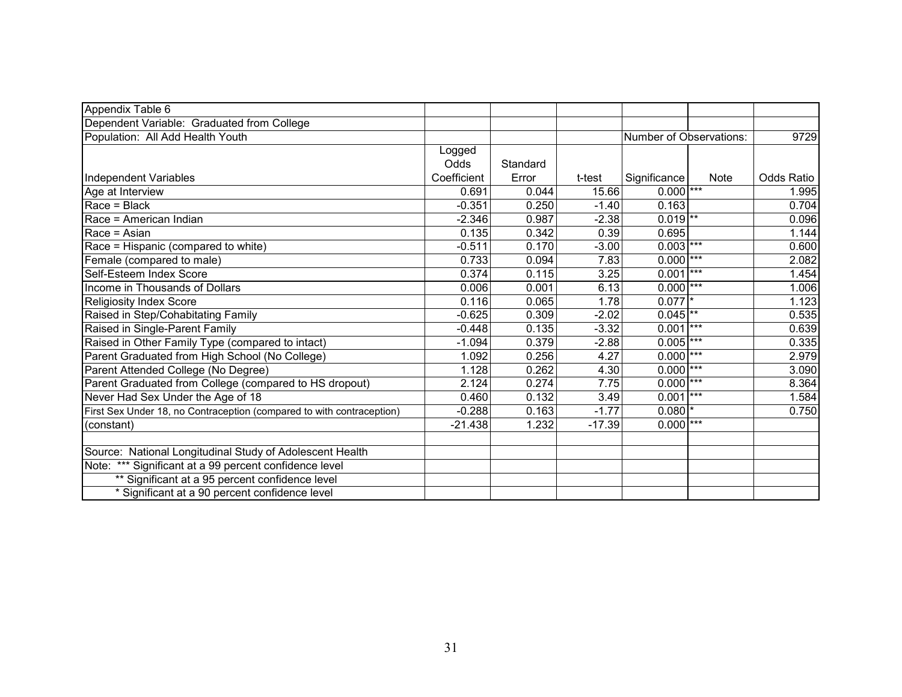Appendix Table 6

Dependent Variable: Graduated from College

Population: All Add Health Youth

Number of Observations: 9729

| Independent Variables | Logged Odds Coefficient | Standard Error | t-test | Significance | Note | Odds Ratio |
|---|---|---|---|---|---|---|
| Age at Interview | 0.691 | 0.044 | 15.66 | 0.000 | *** | 1.995 |
| Race = Black | -0.351 | 0.250 | -1.40 | 0.163 | | 0.704 |
| Race = American Indian | -2.346 | 0.987 | -2.38 | 0.019 | ** | 0.096 |
| Race = Asian | 0.135 | 0.342 | 0.39 | 0.695 | | 1.144 |
| Race = Hispanic (compared to white) | -0.511 | 0.170 | -3.00 | 0.003 | *** | 0.600 |
| Female (compared to male) | 0.733 | 0.094 | 7.83 | 0.000 | *** | 2.082 |
| Self-Esteem Index Score | 0.374 | 0.115 | 3.25 | 0.001 | *** | 1.454 |
| Income in Thousands of Dollars | 0.006 | 0.001 | 6.13 | 0.000 | *** | 1.006 |
| Religiosity Index Score | 0.116 | 0.065 | 1.78 | 0.077 | * | 1.123 |
| Raised in Step/Cohabitating Family | -0.625 | 0.309 | -2.02 | 0.045 | ** | 0.535 |
| Raised in Single-Parent Family | -0.448 | 0.135 | -3.32 | 0.001 | *** | 0.639 |
| Raised in Other Family Type (compared to intact) | -1.094 | 0.379 | -2.88 | 0.005 | *** | 0.335 |
| Parent Graduated from High School (No College) | 1.092 | 0.256 | 4.27 | 0.000 | *** | 2.979 |
| Parent Attended College (No Degree) | 1.128 | 0.262 | 4.30 | 0.000 | *** | 3.090 |
| Parent Graduated from College (compared to HS dropout) | 2.124 | 0.274 | 7.75 | 0.000 | *** | 8.364 |
| Never Had Sex Under the Age of 18 | 0.460 | 0.132 | 3.49 | 0.001 | *** | 1.584 |
| First Sex Under 18, no Contraception (compared to with contraception) | -0.288 | 0.163 | -1.77 | 0.080 | * | 0.750 |
| (constant) | -21.438 | 1.232 | -17.39 | 0.000 | *** | |

Source: National Longitudinal Study of Adolescent Health

Note: *** Significant at a 99 percent confidence level

** Significant at a 95 percent confidence level

* Significant at a 90 percent confidence level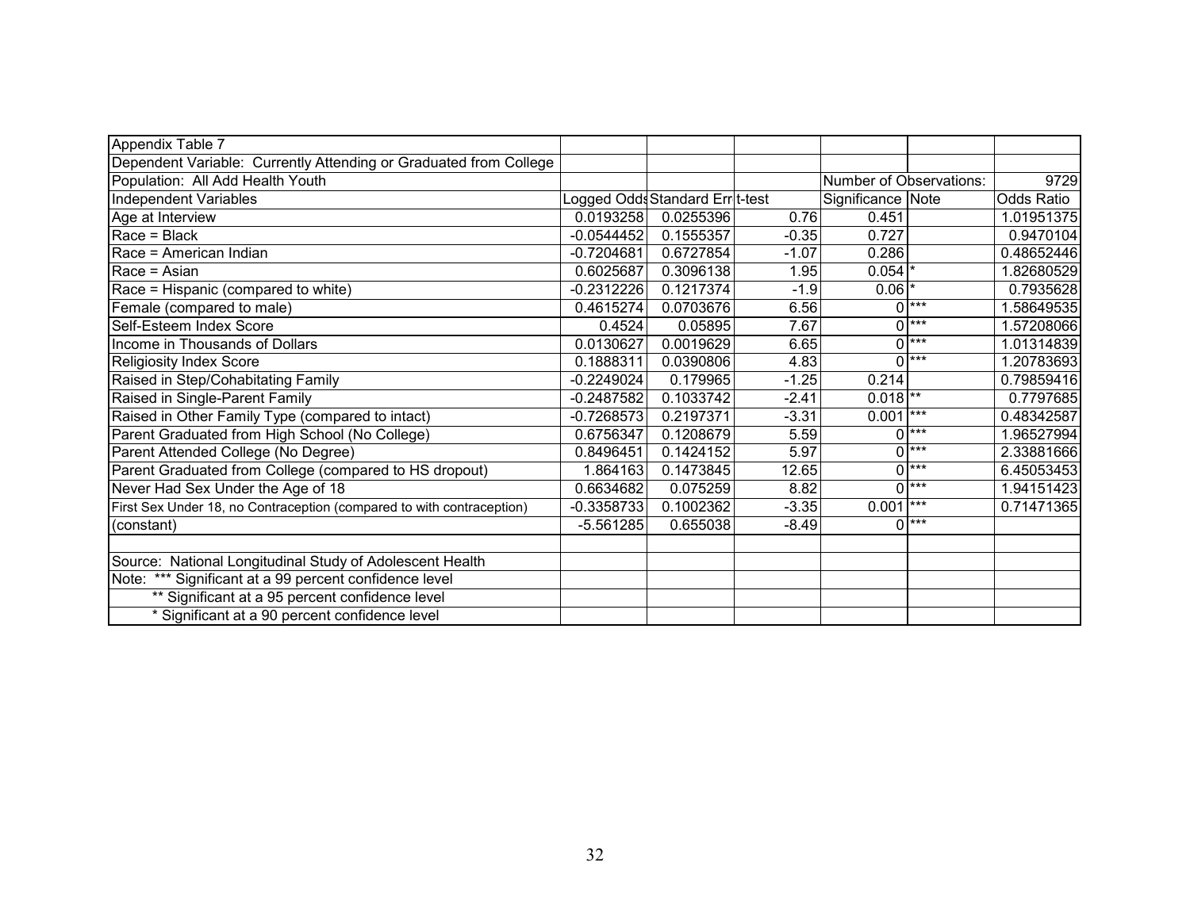| Appendix Table 7 | | | | | | |
|---|---|---|---|---|---|---|
| Dependent Variable: Currently Attending or Graduated from College | | | | | | |
| Population: All Add Health Youth | | | | Number of Observations: | | 9729 |
| Independent Variables | Logged Odds | Standard Err | t-test | Significance | Note | Odds Ratio |
| Age at Interview | 0.0193258 | 0.0255396 | 0.76 | 0.451 | | 1.01951375 |
| Race = Black | -0.0544452 | 0.1555357 | -0.35 | 0.727 | | 0.9470104 |
| Race = American Indian | -0.7204681 | 0.6727854 | -1.07 | 0.286 | | 0.48652446 |
| Race = Asian | 0.6025687 | 0.3096138 | 1.95 | 0.054 | * | 1.82680529 |
| Race = Hispanic (compared to white) | -0.2312226 | 0.1217374 | -1.9 | 0.06 | * | 0.7935628 |
| Female (compared to male) | 0.4615274 | 0.0703676 | 6.56 | 0 | *** | 1.58649535 |
| Self-Esteem Index Score | 0.4524 | 0.05895 | 7.67 | 0 | *** | 1.57208066 |
| Income in Thousands of Dollars | 0.0130627 | 0.0019629 | 6.65 | 0 | *** | 1.01314839 |
| Religiosity Index Score | 0.1888311 | 0.0390806 | 4.83 | 0 | *** | 1.20783693 |
| Raised in Step/Cohabitating Family | -0.2249024 | 0.179965 | -1.25 | 0.214 | | 0.79859416 |
| Raised in Single-Parent Family | -0.2487582 | 0.1033742 | -2.41 | 0.018 | ** | 0.7797685 |
| Raised in Other Family Type (compared to intact) | -0.7268573 | 0.2197371 | -3.31 | 0.001 | *** | 0.48342587 |
| Parent Graduated from High School (No College) | 0.6756347 | 0.1208679 | 5.59 | 0 | *** | 1.96527994 |
| Parent Attended College (No Degree) | 0.8496451 | 0.1424152 | 5.97 | 0 | *** | 2.33881666 |
| Parent Graduated from College (compared to HS dropout) | 1.864163 | 0.1473845 | 12.65 | 0 | *** | 6.45053453 |
| Never Had Sex Under the Age of 18 | 0.6634682 | 0.075259 | 8.82 | 0 | *** | 1.94151423 |
| First Sex Under 18, no Contraception (compared to with contraception) | -0.3358733 | 0.1002362 | -3.35 | 0.001 | *** | 0.71471365 |
| (constant) | -5.561285 | 0.655038 | -8.49 | 0 | *** | |
| | | | | | | |
| Source: National Longitudinal Study of Adolescent Health | | | | | | |
| Note: *** Significant at a 99 percent confidence level | | | | | | |
| ** Significant at a 95 percent confidence level | | | | | | |
| * Significant at a 90 percent confidence level | | | | | | |